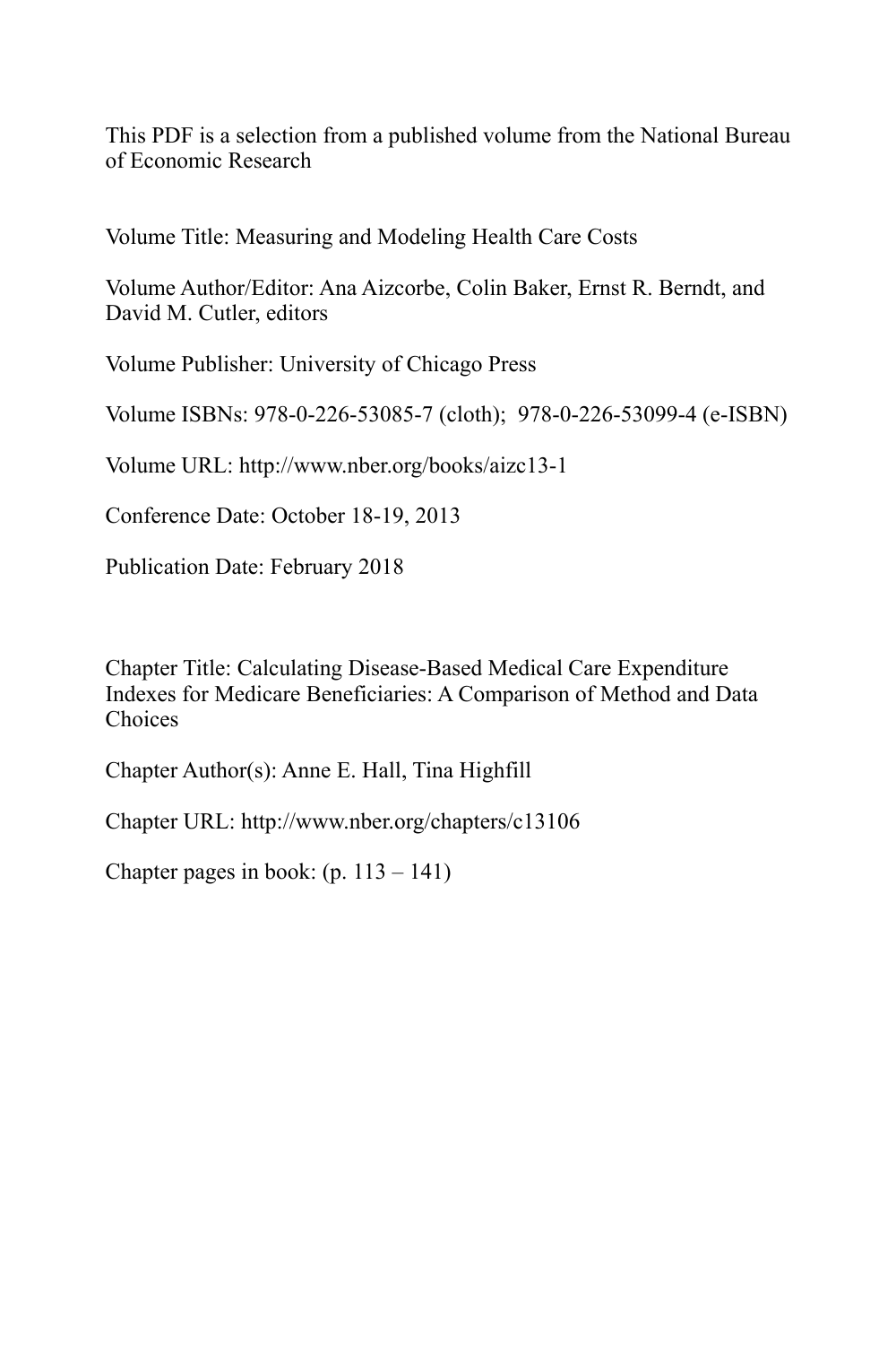This PDF is a selection from a published volume from the National Bureau of Economic Research

Volume Title: Measuring and Modeling Health Care Costs

Volume Author/Editor: Ana Aizcorbe, Colin Baker, Ernst R. Berndt, and David M. Cutler, editors

Volume Publisher: University of Chicago Press

Volume ISBNs: 978-0-226-53085-7 (cloth); 978-0-226-53099-4 (e-ISBN)

Volume URL: http://www.nber.org/books/aizc13-1

Conference Date: October 18-19, 2013

Publication Date: February 2018

Chapter Title: Calculating Disease-Based Medical Care Expenditure Indexes for Medicare Beneficiaries: A Comparison of Method and Data Choices

Chapter Author(s): Anne E. Hall, Tina Highfill

Chapter URL: http://www.nber.org/chapters/c13106

Chapter pages in book: (p. 113 – 141)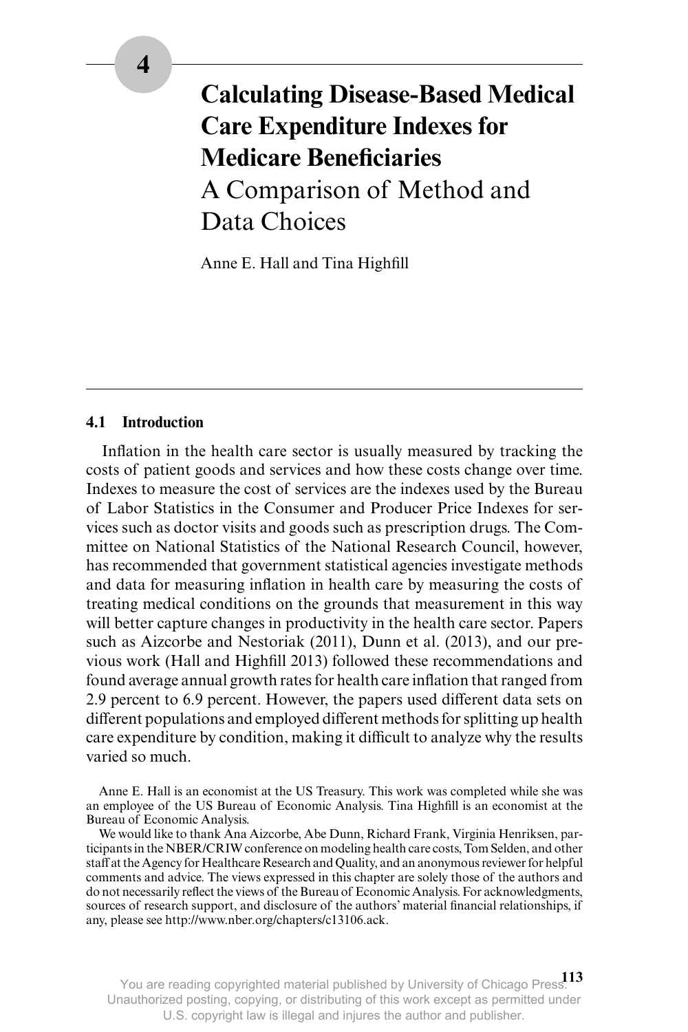# 4

# Calculating Disease-Based Medical Care Expenditure Indexes for Medicare Beneficiaries

## A Comparison of Method and Data Choices

Anne E. Hall and Tina Highfill

### 4.1 Introduction

Inflation in the health care sector is usually measured by tracking the costs of patient goods and services and how these costs change over time. Indexes to measure the cost of services are the indexes used by the Bureau of Labor Statistics in the Consumer and Producer Price Indexes for services such as doctor visits and goods such as prescription drugs. The Committee on National Statistics of the National Research Council, however, has recommended that government statistical agencies investigate methods and data for measuring inflation in health care by measuring the costs of treating medical conditions on the grounds that measurement in this way will better capture changes in productivity in the health care sector. Papers such as Aizcorbe and Nestoriak (2011), Dunn et al. (2013), and our previous work (Hall and Highfill 2013) followed these recommendations and found average annual growth rates for health care inflation that ranged from 2.9 percent to 6.9 percent. However, the papers used different data sets on different populations and employed different methods for splitting up health care expenditure by condition, making it difficult to analyze why the results varied so much.

Anne E. Hall is an economist at the US Treasury. This work was completed while she was an employee of the US Bureau of Economic Analysis. Tina Highfill is an economist at the Bureau of Economic Analysis.

We would like to thank Ana Aizcorbe, Abe Dunn, Richard Frank, Virginia Henriksen, participants in the NBER/CRIW conference on modeling health care costs, Tom Selden, and other staff at the Agency for Healthcare Research and Quality, and an anonymous reviewer for helpful comments and advice. The views expressed in this chapter are solely those of the authors and do not necessarily reflect the views of the Bureau of Economic Analysis. For acknowledgments, sources of research support, and disclosure of the authors' material financial relationships, if any, please see http://www.nber.org/chapters/c13106.ack.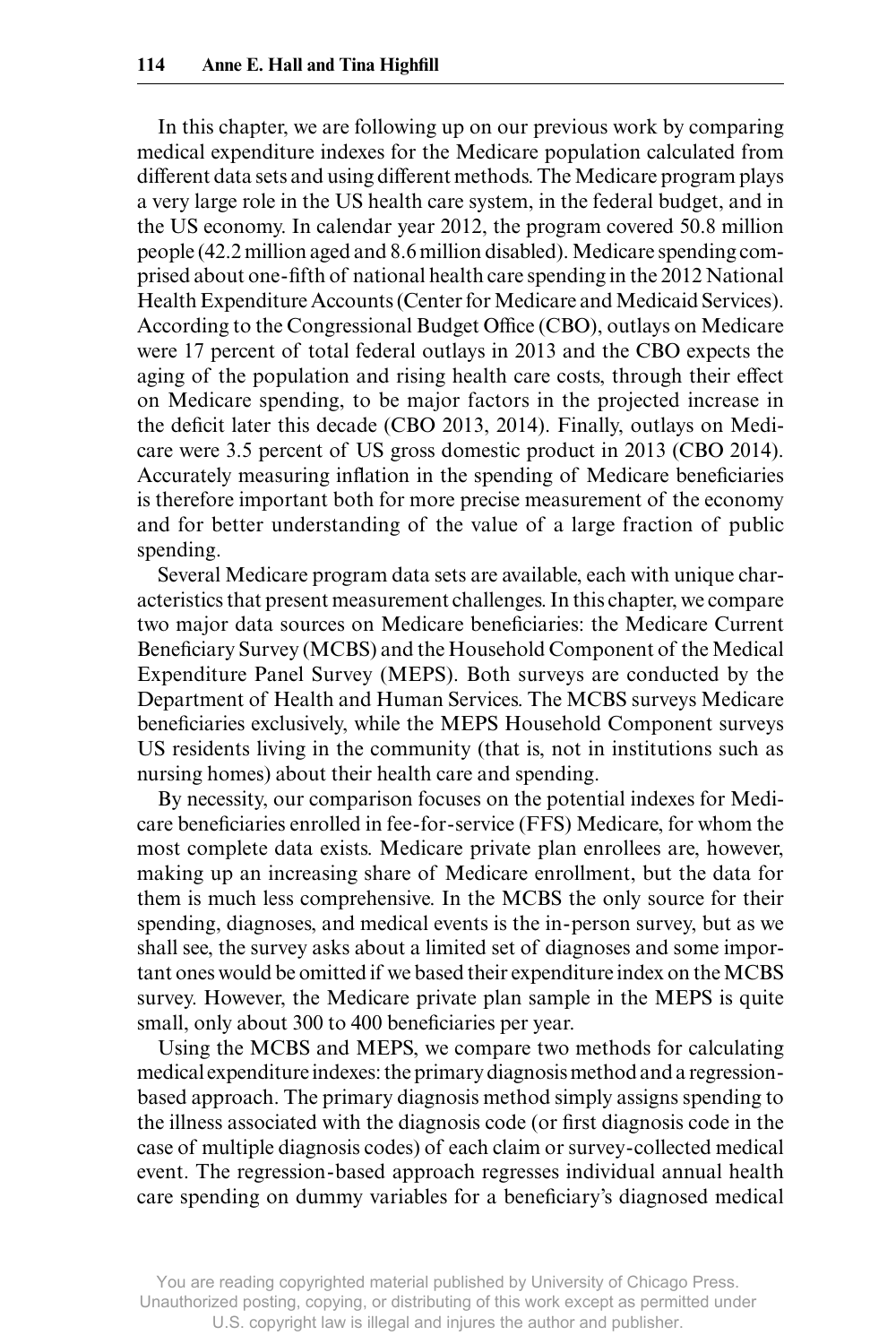In this chapter, we are following up on our previous work by comparing medical expenditure indexes for the Medicare population calculated from different data sets and using different methods. The Medicare program plays a very large role in the US health care system, in the federal budget, and in the US economy. In calendar year 2012, the program covered 50.8 million people (42.2 million aged and 8.6 million disabled). Medicare spending comprised about one-fifth of national health care spending in the 2012 National Health Expenditure Accounts (Center for Medicare and Medicaid Services). According to the Congressional Budget Office (CBO), outlays on Medicare were 17 percent of total federal outlays in 2013 and the CBO expects the aging of the population and rising health care costs, through their effect on Medicare spending, to be major factors in the projected increase in the deficit later this decade (CBO 2013, 2014). Finally, outlays on Medicare were 3.5 percent of US gross domestic product in 2013 (CBO 2014). Accurately measuring inflation in the spending of Medicare beneficiaries is therefore important both for more precise measurement of the economy and for better understanding of the value of a large fraction of public spending.

Several Medicare program data sets are available, each with unique characteristics that present measurement challenges. In this chapter, we compare two major data sources on Medicare beneficiaries: the Medicare Current Beneficiary Survey (MCBS) and the Household Component of the Medical Expenditure Panel Survey (MEPS). Both surveys are conducted by the Department of Health and Human Services. The MCBS surveys Medicare beneficiaries exclusively, while the MEPS Household Component surveys US residents living in the community (that is, not in institutions such as nursing homes) about their health care and spending.

By necessity, our comparison focuses on the potential indexes for Medicare beneficiaries enrolled in fee-for-service (FFS) Medicare, for whom the most complete data exists. Medicare private plan enrollees are, however, making up an increasing share of Medicare enrollment, but the data for them is much less comprehensive. In the MCBS the only source for their spending, diagnoses, and medical events is the in-person survey, but as we shall see, the survey asks about a limited set of diagnoses and some important ones would be omitted if we based their expenditure index on the MCBS survey. However, the Medicare private plan sample in the MEPS is quite small, only about 300 to 400 beneficiaries per year.

Using the MCBS and MEPS, we compare two methods for calculating medical expenditure indexes: the primary diagnosis method and a regression-based approach. The primary diagnosis method simply assigns spending to the illness associated with the diagnosis code (or first diagnosis code in the case of multiple diagnosis codes) of each claim or survey-collected medical event. The regression-based approach regresses individual annual health care spending on dummy variables for a beneficiary's diagnosed medical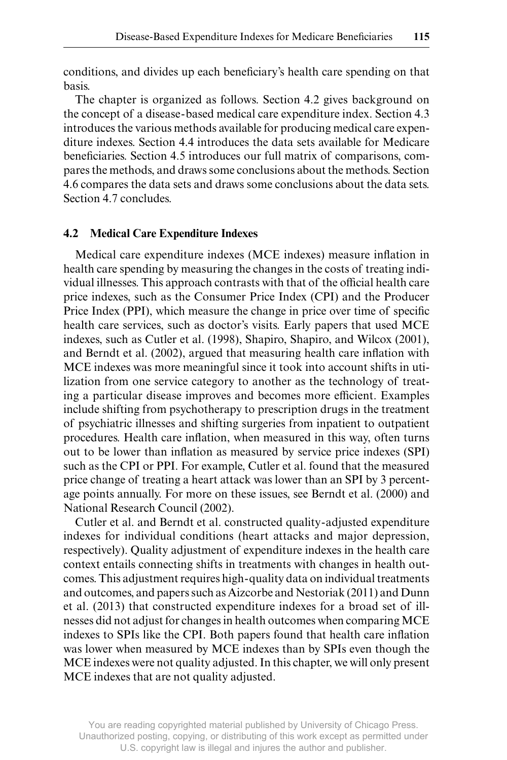conditions, and divides up each beneficiary's health care spending on that basis.

The chapter is organized as follows. Section 4.2 gives background on the concept of a disease-based medical care expenditure index. Section 4.3 introduces the various methods available for producing medical care expenditure indexes. Section 4.4 introduces the data sets available for Medicare beneficiaries. Section 4.5 introduces our full matrix of comparisons, compares the methods, and draws some conclusions about the methods. Section 4.6 compares the data sets and draws some conclusions about the data sets. Section 4.7 concludes.

## 4.2 Medical Care Expenditure Indexes

Medical care expenditure indexes (MCE indexes) measure inflation in health care spending by measuring the changes in the costs of treating individual illnesses. This approach contrasts with that of the official health care price indexes, such as the Consumer Price Index (CPI) and the Producer Price Index (PPI), which measure the change in price over time of specific health care services, such as doctor's visits. Early papers that used MCE indexes, such as Cutler et al. (1998), Shapiro, Shapiro, and Wilcox (2001), and Berndt et al. (2002), argued that measuring health care inflation with MCE indexes was more meaningful since it took into account shifts in utilization from one service category to another as the technology of treating a particular disease improves and becomes more efficient. Examples include shifting from psychotherapy to prescription drugs in the treatment of psychiatric illnesses and shifting surgeries from inpatient to outpatient procedures. Health care inflation, when measured in this way, often turns out to be lower than inflation as measured by service price indexes (SPI) such as the CPI or PPI. For example, Cutler et al. found that the measured price change of treating a heart attack was lower than an SPI by 3 percentage points annually. For more on these issues, see Berndt et al. (2000) and National Research Council (2002).

Cutler et al. and Berndt et al. constructed quality-adjusted expenditure indexes for individual conditions (heart attacks and major depression, respectively). Quality adjustment of expenditure indexes in the health care context entails connecting shifts in treatments with changes in health outcomes. This adjustment requires high-quality data on individual treatments and outcomes, and papers such as Aizcorbe and Nestoriak (2011) and Dunn et al. (2013) that constructed expenditure indexes for a broad set of illnesses did not adjust for changes in health outcomes when comparing MCE indexes to SPIs like the CPI. Both papers found that health care inflation was lower when measured by MCE indexes than by SPIs even though the MCE indexes were not quality adjusted. In this chapter, we will only present MCE indexes that are not quality adjusted.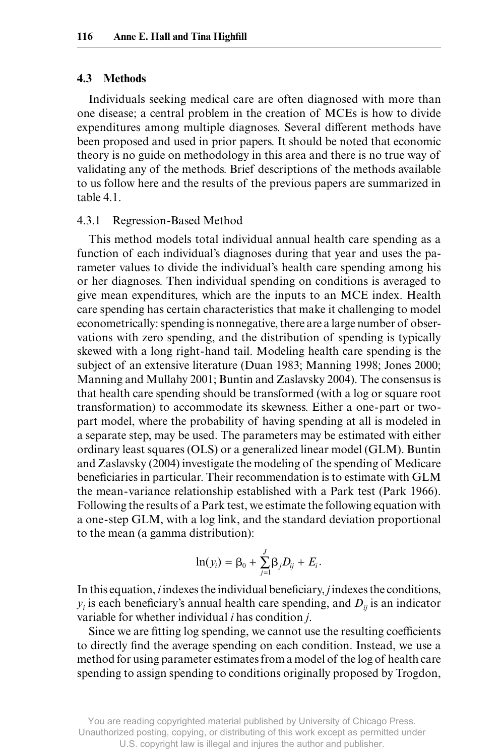## 4.3 Methods

Individuals seeking medical care are often diagnosed with more than one disease; a central problem in the creation of MCEs is how to divide expenditures among multiple diagnoses. Several different methods have been proposed and used in prior papers. It should be noted that economic theory is no guide on methodology in this area and there is no true way of validating any of the methods. Brief descriptions of the methods available to us follow here and the results of the previous papers are summarized in table 4.1.

### 4.3.1 Regression-Based Method

This method models total individual annual health care spending as a function of each individual's diagnoses during that year and uses the parameter values to divide the individual's health care spending among his or her diagnoses. Then individual spending on conditions is averaged to give mean expenditures, which are the inputs to an MCE index. Health care spending has certain characteristics that make it challenging to model econometrically: spending is nonnegative, there are a large number of observations with zero spending, and the distribution of spending is typically skewed with a long right-hand tail. Modeling health care spending is the subject of an extensive literature (Duan 1983; Manning 1998; Jones 2000; Manning and Mullahy 2001; Buntin and Zaslavsky 2004). The consensus is that health care spending should be transformed (with a log or square root transformation) to accommodate its skewness. Either a one-part or two-part model, where the probability of having spending at all is modeled in a separate step, may be used. The parameters may be estimated with either ordinary least squares (OLS) or a generalized linear model (GLM). Buntin and Zaslavsky (2004) investigate the modeling of the spending of Medicare beneficiaries in particular. Their recommendation is to estimate with GLM the mean-variance relationship established with a Park test (Park 1966). Following the results of a Park test, we estimate the following equation with a one-step GLM, with a log link, and the standard deviation proportional to the mean (a gamma distribution):

$$\ln(y_i) = \beta_0 + \sum_{j=1}^{J} \beta_j D_{ij} + E_i.$$

In this equation, $i$ indexes the individual beneficiary, $j$ indexes the conditions, $y_i$ is each beneficiary's annual health care spending, and $D_{ij}$ is an indicator variable for whether individual $i$ has condition $j$.

Since we are fitting log spending, we cannot use the resulting coefficients to directly find the average spending on each condition. Instead, we use a method for using parameter estimates from a model of the log of health care spending to assign spending to conditions originally proposed by Trogdon,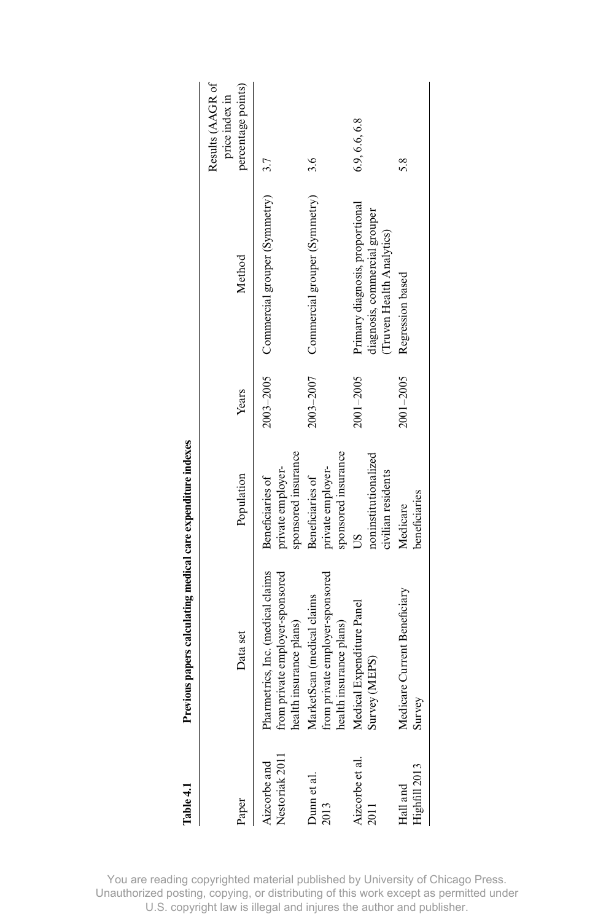**Table 4.1 Previous papers calculating medical care expenditure indexes**

| Paper | Data set | Population | Years | Method | Results (AAGR of price index in percentage points) |
|---|---|---|---|---|---|
| Aizcorbe and Nestoriak 2011 | Pharmetrics, Inc. (medical claims from private employer-sponsored health insurance plans) | Beneficiaries of private employer-sponsored insurance | 2003–2005 | Commercial grouper (Symmetry) | 3.7 |
| Dunn et al. 2013 | MarketScan (medical claims from private employer-sponsored health insurance plans) | Beneficiaries of private employer-sponsored insurance | 2003–2007 | Commercial grouper (Symmetry) | 3.6 |
| Aizcorbe et al. 2011 | Medical Expenditure Panel Survey (MEPS) | US noninstitutionalized civilian residents | 2001–2005 | Primary diagnosis, proportional diagnosis, commercial grouper (Truven Health Analytics) | 6.9, 6.6, 6.8 |
| Hall and Highfill 2013 | Medicare Current Beneficiary Survey | Medicare beneficiaries | 2001–2005 | Regression based | 5.8 |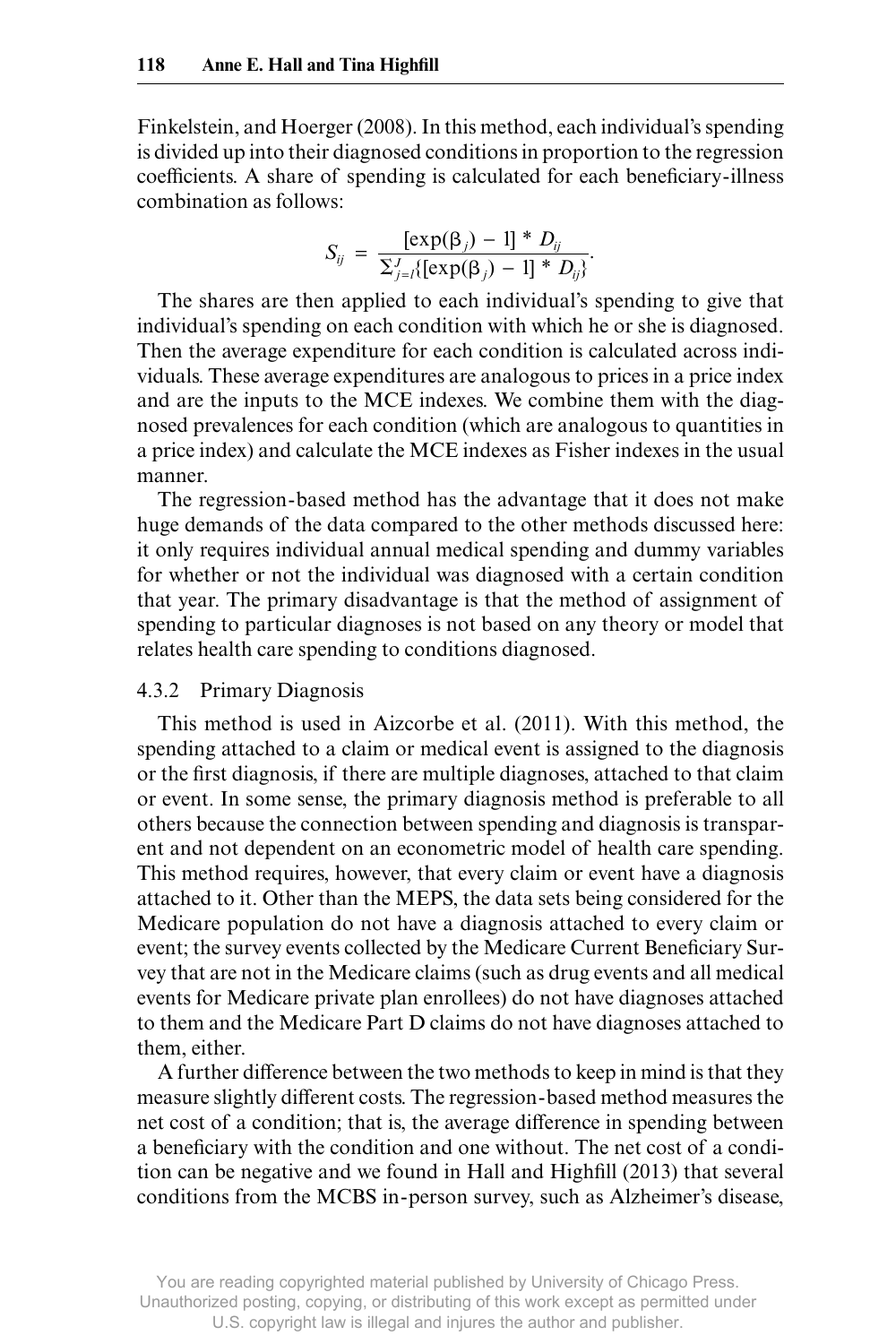Finkelstein, and Hoerger (2008). In this method, each individual's spending is divided up into their diagnosed conditions in proportion to the regression coefficients. A share of spending is calculated for each beneficiary-illness combination as follows:

$$S_{ij} = \frac{[\exp(\beta_j) - 1] * D_{ij}}{\Sigma_{j=1}^{J}\{[\exp(\beta_j) - 1] * D_{ij}\}}.$$

The shares are then applied to each individual's spending to give that individual's spending on each condition with which he or she is diagnosed. Then the average expenditure for each condition is calculated across individuals. These average expenditures are analogous to prices in a price index and are the inputs to the MCE indexes. We combine them with the diagnosed prevalences for each condition (which are analogous to quantities in a price index) and calculate the MCE indexes as Fisher indexes in the usual manner.

The regression-based method has the advantage that it does not make huge demands of the data compared to the other methods discussed here: it only requires individual annual medical spending and dummy variables for whether or not the individual was diagnosed with a certain condition that year. The primary disadvantage is that the method of assignment of spending to particular diagnoses is not based on any theory or model that relates health care spending to conditions diagnosed.

### 4.3.2 Primary Diagnosis

This method is used in Aizcorbe et al. (2011). With this method, the spending attached to a claim or medical event is assigned to the diagnosis or the first diagnosis, if there are multiple diagnoses, attached to that claim or event. In some sense, the primary diagnosis method is preferable to all others because the connection between spending and diagnosis is transparent and not dependent on an econometric model of health care spending. This method requires, however, that every claim or event have a diagnosis attached to it. Other than the MEPS, the data sets being considered for the Medicare population do not have a diagnosis attached to every claim or event; the survey events collected by the Medicare Current Beneficiary Survey that are not in the Medicare claims (such as drug events and all medical events for Medicare private plan enrollees) do not have diagnoses attached to them and the Medicare Part D claims do not have diagnoses attached to them, either.

A further difference between the two methods to keep in mind is that they measure slightly different costs. The regression-based method measures the net cost of a condition; that is, the average difference in spending between a beneficiary with the condition and one without. The net cost of a condition can be negative and we found in Hall and Highfill (2013) that several conditions from the MCBS in-person survey, such as Alzheimer's disease,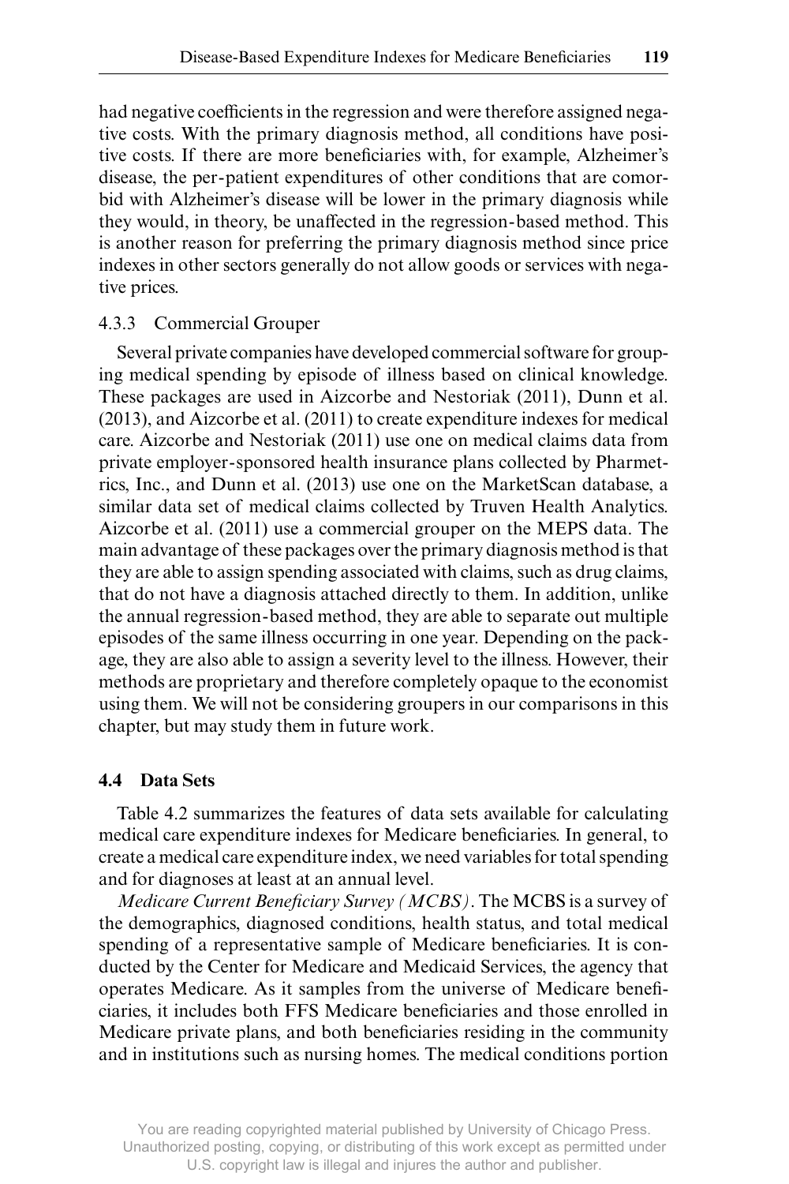had negative coefficients in the regression and were therefore assigned negative costs. With the primary diagnosis method, all conditions have positive costs. If there are more beneficiaries with, for example, Alzheimer's disease, the per-patient expenditures of other conditions that are comorbid with Alzheimer's disease will be lower in the primary diagnosis while they would, in theory, be unaffected in the regression-based method. This is another reason for preferring the primary diagnosis method since price indexes in other sectors generally do not allow goods or services with negative prices.

### 4.3.3 Commercial Grouper

Several private companies have developed commercial software for grouping medical spending by episode of illness based on clinical knowledge. These packages are used in Aizcorbe and Nestoriak (2011), Dunn et al. (2013), and Aizcorbe et al. (2011) to create expenditure indexes for medical care. Aizcorbe and Nestoriak (2011) use one on medical claims data from private employer-sponsored health insurance plans collected by Pharmetrics, Inc., and Dunn et al. (2013) use one on the MarketScan database, a similar data set of medical claims collected by Truven Health Analytics. Aizcorbe et al. (2011) use a commercial grouper on the MEPS data. The main advantage of these packages over the primary diagnosis method is that they are able to assign spending associated with claims, such as drug claims, that do not have a diagnosis attached directly to them. In addition, unlike the annual regression-based method, they are able to separate out multiple episodes of the same illness occurring in one year. Depending on the package, they are also able to assign a severity level to the illness. However, their methods are proprietary and therefore completely opaque to the economist using them. We will not be considering groupers in our comparisons in this chapter, but may study them in future work.

## 4.4 Data Sets

Table 4.2 summarizes the features of data sets available for calculating medical care expenditure indexes for Medicare beneficiaries. In general, to create a medical care expenditure index, we need variables for total spending and for diagnoses at least at an annual level.

*Medicare Current Beneficiary Survey (MCBS)*. The MCBS is a survey of the demographics, diagnosed conditions, health status, and total medical spending of a representative sample of Medicare beneficiaries. It is conducted by the Center for Medicare and Medicaid Services, the agency that operates Medicare. As it samples from the universe of Medicare beneficiaries, it includes both FFS Medicare beneficiaries and those enrolled in Medicare private plans, and both beneficiaries residing in the community and in institutions such as nursing homes. The medical conditions portion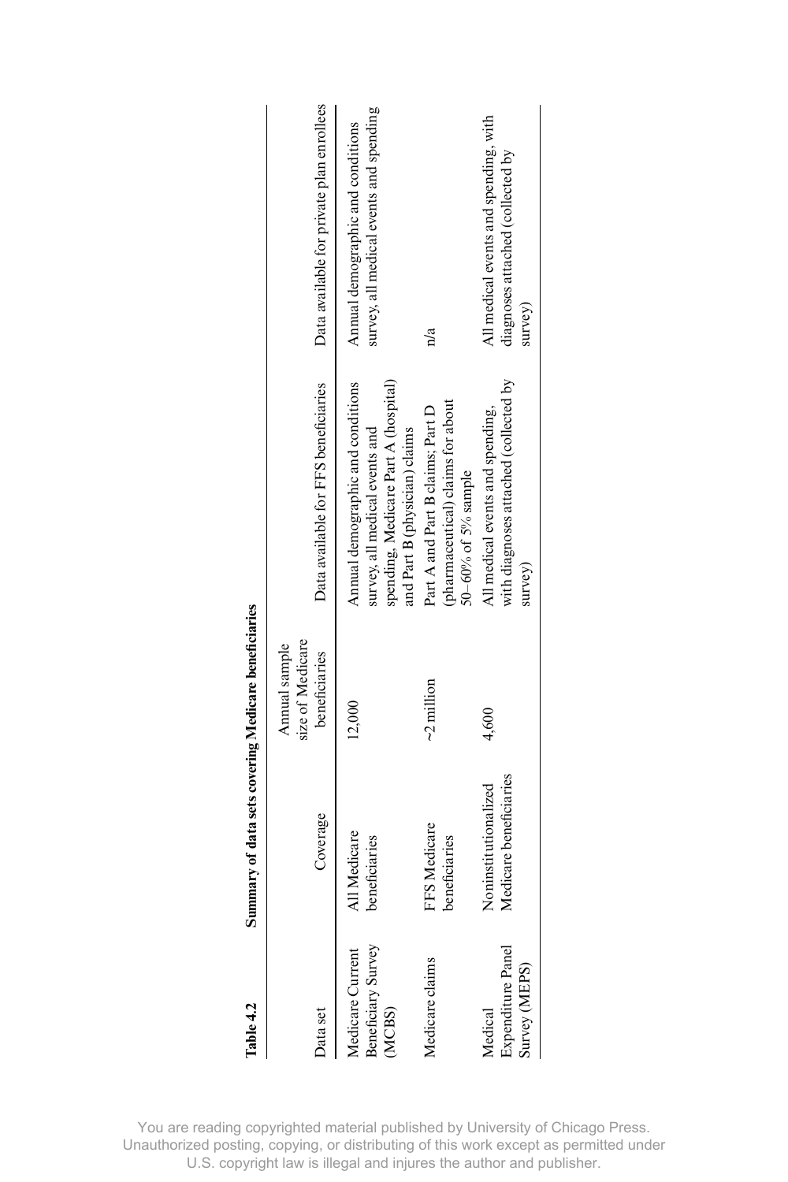**Table 4.2 Summary of data sets covering Medicare beneficiaries**

| Data set | Coverage | Annual sample size of Medicare beneficiaries | Data available for FFS beneficiaries | Data available for private plan enrollees |
|---|---|---|---|---|
| Medicare Current Beneficiary Survey (MCBS) | All Medicare beneficiaries | 12,000 | Annual demographic and conditions survey, all medical events and spending, Medicare Part A (hospital) and Part B (physician) claims | Annual demographic and conditions survey, all medical events and spending |
| Medicare claims | FFS Medicare beneficiaries | ~2 million | Part A and Part B claims; Part D (pharmaceutical) claims for about 50–60% of 5% sample | n/a |
| Medical Expenditure Panel Survey (MEPS) | Noninstitutionalized Medicare beneficiaries | 4,600 | All medical events and spending, with diagnoses attached (collected by survey) | All medical events and spending, with diagnoses attached (collected by survey) |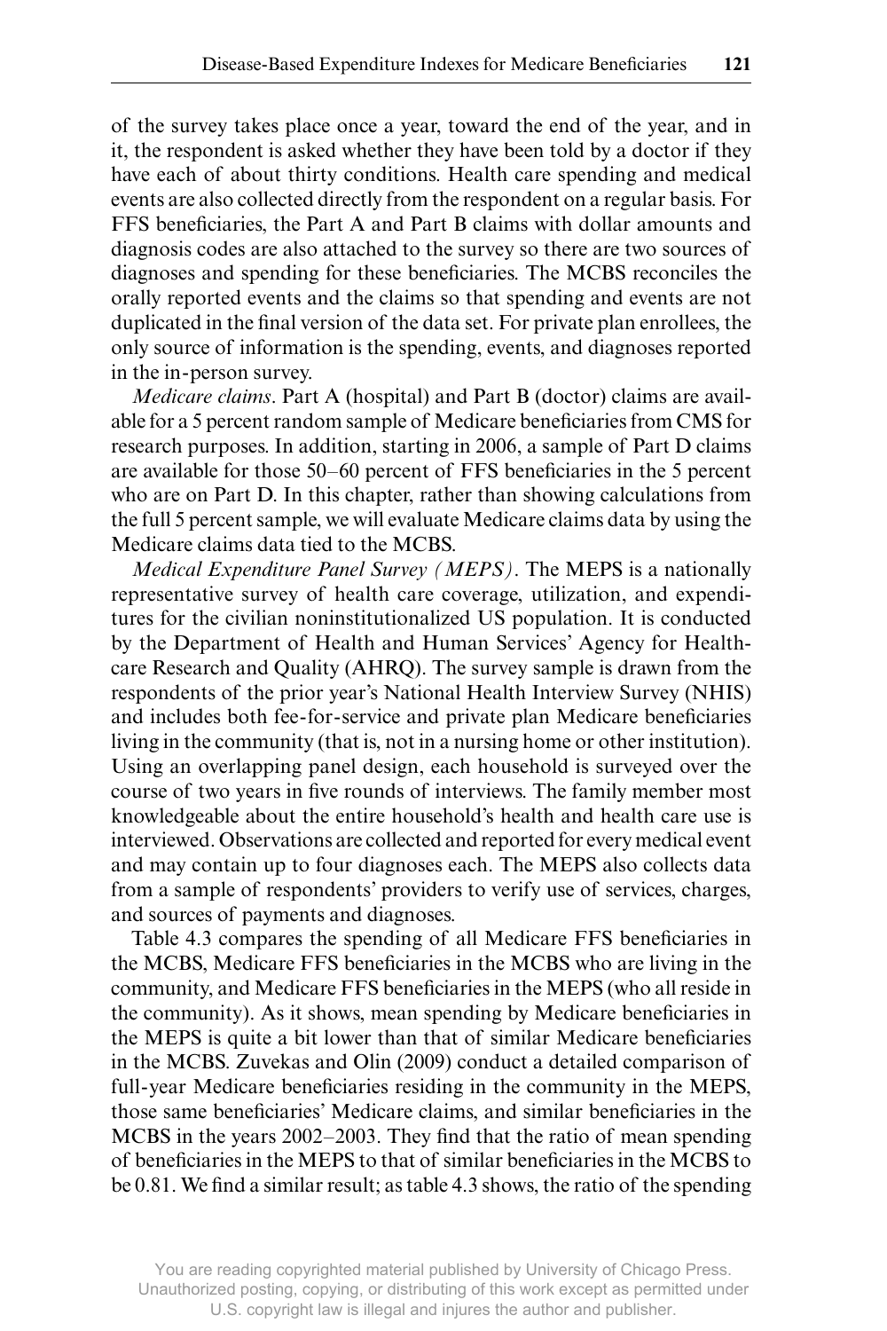of the survey takes place once a year, toward the end of the year, and in it, the respondent is asked whether they have been told by a doctor if they have each of about thirty conditions. Health care spending and medical events are also collected directly from the respondent on a regular basis. For FFS beneficiaries, the Part A and Part B claims with dollar amounts and diagnosis codes are also attached to the survey so there are two sources of diagnoses and spending for these beneficiaries. The MCBS reconciles the orally reported events and the claims so that spending and events are not duplicated in the final version of the data set. For private plan enrollees, the only source of information is the spending, events, and diagnoses reported in the in-person survey.

*Medicare claims*. Part A (hospital) and Part B (doctor) claims are available for a 5 percent random sample of Medicare beneficiaries from CMS for research purposes. In addition, starting in 2006, a sample of Part D claims are available for those 50–60 percent of FFS beneficiaries in the 5 percent who are on Part D. In this chapter, rather than showing calculations from the full 5 percent sample, we will evaluate Medicare claims data by using the Medicare claims data tied to the MCBS.

*Medical Expenditure Panel Survey (MEPS)*. The MEPS is a nationally representative survey of health care coverage, utilization, and expenditures for the civilian noninstitutionalized US population. It is conducted by the Department of Health and Human Services' Agency for Healthcare Research and Quality (AHRQ). The survey sample is drawn from the respondents of the prior year's National Health Interview Survey (NHIS) and includes both fee-for-service and private plan Medicare beneficiaries living in the community (that is, not in a nursing home or other institution). Using an overlapping panel design, each household is surveyed over the course of two years in five rounds of interviews. The family member most knowledgeable about the entire household's health and health care use is interviewed. Observations are collected and reported for every medical event and may contain up to four diagnoses each. The MEPS also collects data from a sample of respondents' providers to verify use of services, charges, and sources of payments and diagnoses.

Table 4.3 compares the spending of all Medicare FFS beneficiaries in the MCBS, Medicare FFS beneficiaries in the MCBS who are living in the community, and Medicare FFS beneficiaries in the MEPS (who all reside in the community). As it shows, mean spending by Medicare beneficiaries in the MEPS is quite a bit lower than that of similar Medicare beneficiaries in the MCBS. Zuvekas and Olin (2009) conduct a detailed comparison of full-year Medicare beneficiaries residing in the community in the MEPS, those same beneficiaries' Medicare claims, and similar beneficiaries in the MCBS in the years 2002–2003. They find that the ratio of mean spending of beneficiaries in the MEPS to that of similar beneficiaries in the MCBS to be 0.81. We find a similar result; as table 4.3 shows, the ratio of the spending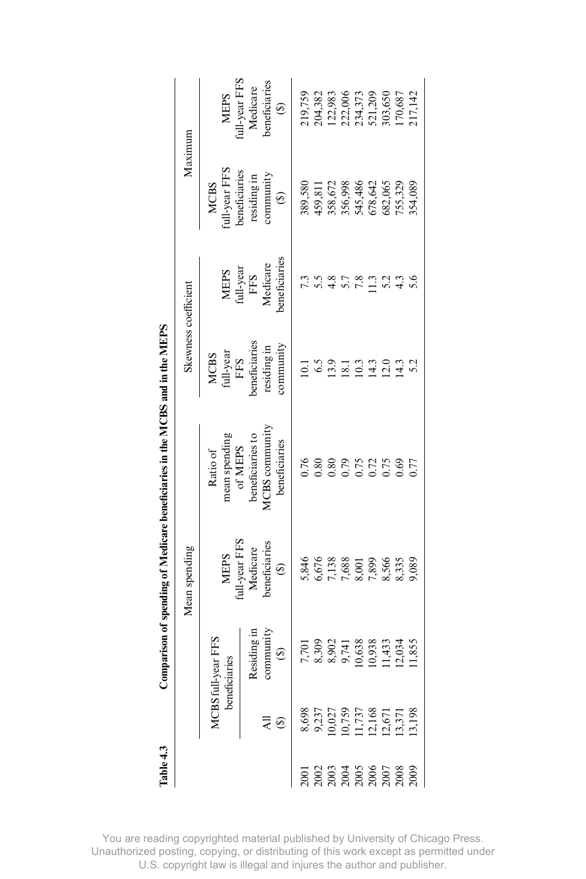**Table 4.3 Comparison of spending of Medicare beneficiaries in the MCBS and in the MEPS**

| | Mean spending | | | | Skewness coefficient | | Maximum | |
|---|---|---|---|---|---|---|---|---|
| | MCBS full-year FFS beneficiaries | | MEPS full-year FFS Medicare beneficiaries ($) | Ratio of mean spending of MEPS beneficiaries to MCBS community beneficiaries | MCBS full-year FFS beneficiaries residing in community | MEPS full-year FFS Medicare beneficiaries | MCBS full-year FFS beneficiaries residing in community ($) | MEPS full-year FFS Medicare beneficiaries ($) |
| | All ($) | Residing in community ($) | | | | | | |
| 2001 | 8,698 | 7,701 | 5,846 | 0.76 | 10.1 | 7.3 | 389,580 | 219,759 |
| 2002 | 9,237 | 8,309 | 6,676 | 0.80 | 6.5 | 5.5 | 459,811 | 204,382 |
| 2003 | 10,027 | 8,902 | 7,138 | 0.80 | 13.9 | 4.8 | 358,672 | 122,983 |
| 2004 | 10,759 | 9,741 | 7,688 | 0.79 | 18.1 | 5.7 | 356,998 | 222,006 |
| 2005 | 11,737 | 10,638 | 8,001 | 0.75 | 10.3 | 7.8 | 545,486 | 234,373 |
| 2006 | 12,168 | 10,938 | 7,899 | 0.72 | 14.3 | 11.3 | 678,642 | 521,209 |
| 2007 | 12,671 | 11,433 | 8,566 | 0.75 | 12.0 | 5.2 | 682,065 | 303,650 |
| 2008 | 13,371 | 12,034 | 8,335 | 0.69 | 14.3 | 4.3 | 755,329 | 170,687 |
| 2009 | 13,198 | 11,855 | 9,089 | 0.77 | 5.2 | 5.6 | 354,089 | 217,142 |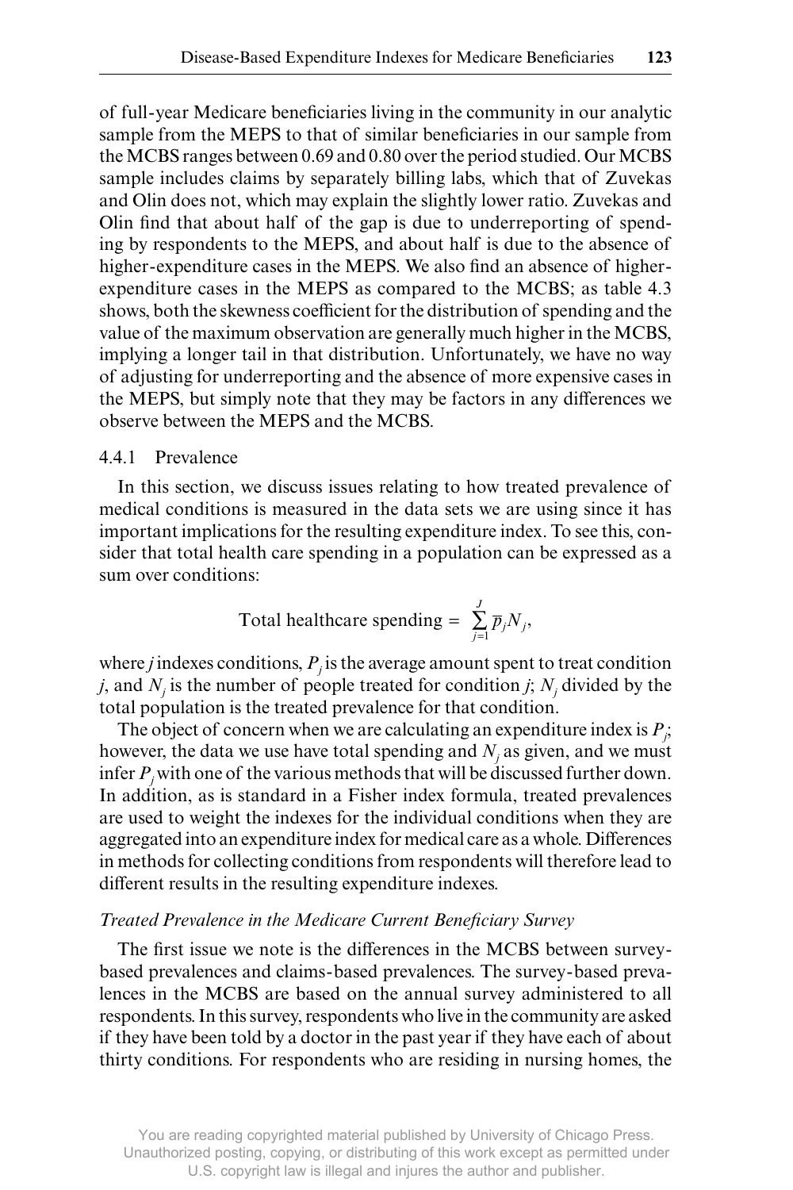of full-year Medicare beneficiaries living in the community in our analytic sample from the MEPS to that of similar beneficiaries in our sample from the MCBS ranges between 0.69 and 0.80 over the period studied. Our MCBS sample includes claims by separately billing labs, which that of Zuvekas and Olin does not, which may explain the slightly lower ratio. Zuvekas and Olin find that about half of the gap is due to underreporting of spending by respondents to the MEPS, and about half is due to the absence of higher-expenditure cases in the MEPS. We also find an absence of higher-expenditure cases in the MEPS as compared to the MCBS; as table 4.3 shows, both the skewness coefficient for the distribution of spending and the value of the maximum observation are generally much higher in the MCBS, implying a longer tail in that distribution. Unfortunately, we have no way of adjusting for underreporting and the absence of more expensive cases in the MEPS, but simply note that they may be factors in any differences we observe between the MEPS and the MCBS.

### 4.4.1 Prevalence

In this section, we discuss issues relating to how treated prevalence of medical conditions is measured in the data sets we are using since it has important implications for the resulting expenditure index. To see this, consider that total health care spending in a population can be expressed as a sum over conditions:

$$\text{Total healthcare spending} = \sum_{j=1}^{J} \overline{p}_j N_j,$$

where $j$ indexes conditions, $P_j$ is the average amount spent to treat condition $j$, and $N_j$ is the number of people treated for condition $j$; $N_j$ divided by the total population is the treated prevalence for that condition.

The object of concern when we are calculating an expenditure index is $P_j$; however, the data we use have total spending and $N_j$ as given, and we must infer $P_j$ with one of the various methods that will be discussed further down. In addition, as is standard in a Fisher index formula, treated prevalences are used to weight the indexes for the individual conditions when they are aggregated into an expenditure index for medical care as a whole. Differences in methods for collecting conditions from respondents will therefore lead to different results in the resulting expenditure indexes.

*Treated Prevalence in the Medicare Current Beneficiary Survey*

The first issue we note is the differences in the MCBS between survey-based prevalences and claims-based prevalences. The survey-based prevalences in the MCBS are based on the annual survey administered to all respondents. In this survey, respondents who live in the community are asked if they have been told by a doctor in the past year if they have each of about thirty conditions. For respondents who are residing in nursing homes, the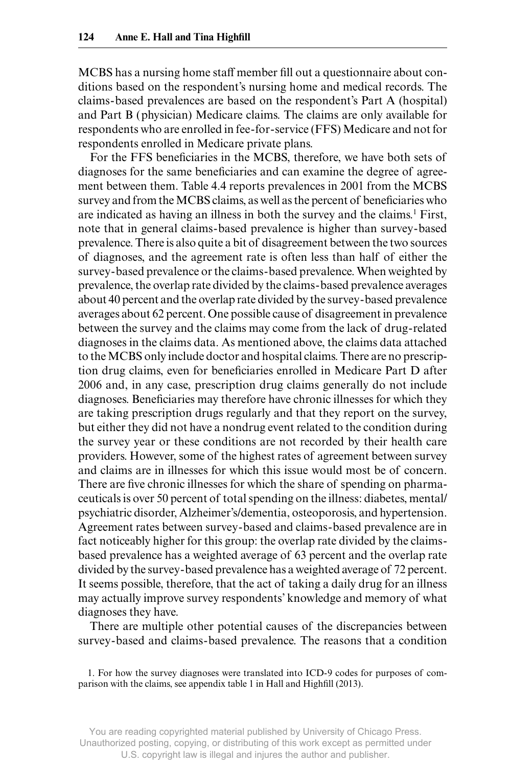MCBS has a nursing home staff member fill out a questionnaire about conditions based on the respondent's nursing home and medical records. The claims-based prevalences are based on the respondent's Part A (hospital) and Part B (physician) Medicare claims. The claims are only available for respondents who are enrolled in fee-for-service (FFS) Medicare and not for respondents enrolled in Medicare private plans.

For the FFS beneficiaries in the MCBS, therefore, we have both sets of diagnoses for the same beneficiaries and can examine the degree of agreement between them. Table 4.4 reports prevalences in 2001 from the MCBS survey and from the MCBS claims, as well as the percent of beneficiaries who are indicated as having an illness in both the survey and the claims.[1] First, note that in general claims-based prevalence is higher than survey-based prevalence. There is also quite a bit of disagreement between the two sources of diagnoses, and the agreement rate is often less than half of either the survey-based prevalence or the claims-based prevalence. When weighted by prevalence, the overlap rate divided by the claims-based prevalence averages about 40 percent and the overlap rate divided by the survey-based prevalence averages about 62 percent. One possible cause of disagreement in prevalence between the survey and the claims may come from the lack of drug-related diagnoses in the claims data. As mentioned above, the claims data attached to the MCBS only include doctor and hospital claims. There are no prescription drug claims, even for beneficiaries enrolled in Medicare Part D after 2006 and, in any case, prescription drug claims generally do not include diagnoses. Beneficiaries may therefore have chronic illnesses for which they are taking prescription drugs regularly and that they report on the survey, but either they did not have a nondrug event related to the condition during the survey year or these conditions are not recorded by their health care providers. However, some of the highest rates of agreement between survey and claims are in illnesses for which this issue would most be of concern. There are five chronic illnesses for which the share of spending on pharmaceuticals is over 50 percent of total spending on the illness: diabetes, mental/psychiatric disorder, Alzheimer's/dementia, osteoporosis, and hypertension. Agreement rates between survey-based and claims-based prevalence are in fact noticeably higher for this group: the overlap rate divided by the claims-based prevalence has a weighted average of 63 percent and the overlap rate divided by the survey-based prevalence has a weighted average of 72 percent. It seems possible, therefore, that the act of taking a daily drug for an illness may actually improve survey respondents' knowledge and memory of what diagnoses they have.

There are multiple other potential causes of the discrepancies between survey-based and claims-based prevalence. The reasons that a condition

1. For how the survey diagnoses were translated into ICD-9 codes for purposes of comparison with the claims, see appendix table 1 in Hall and Highfill (2013).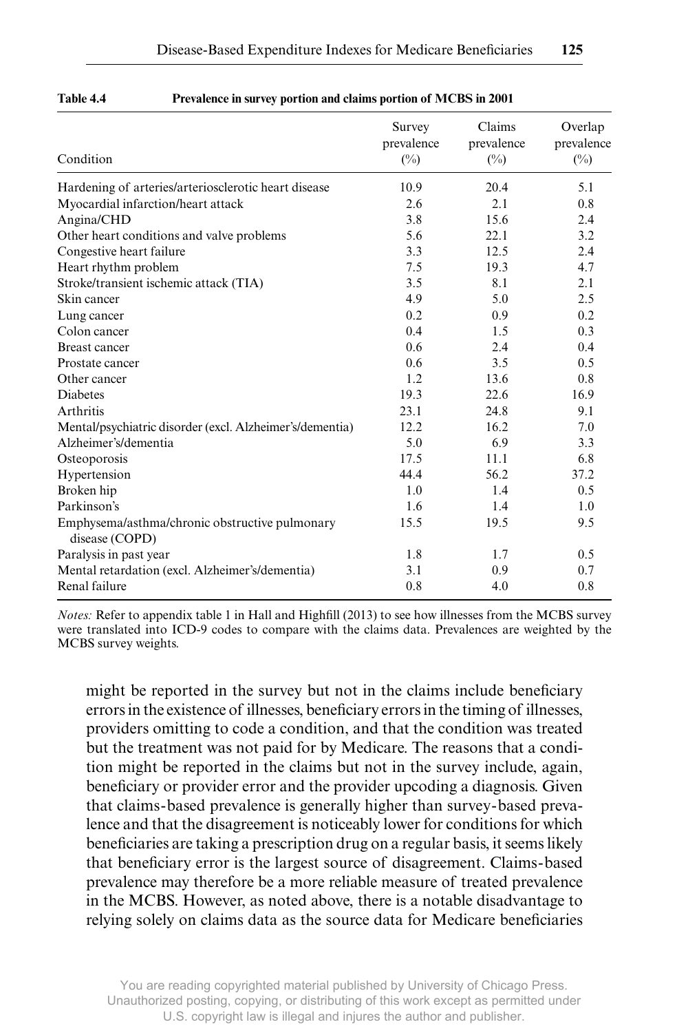**Table 4.4 Prevalence in survey portion and claims portion of MCBS in 2001**

| Condition | Survey prevalence (%) | Claims prevalence (%) | Overlap prevalence (%) |
|---|---|---|---|
| Hardening of arteries/arteriosclerotic heart disease | 10.9 | 20.4 | 5.1 |
| Myocardial infarction/heart attack | 2.6 | 2.1 | 0.8 |
| Angina/CHD | 3.8 | 15.6 | 2.4 |
| Other heart conditions and valve problems | 5.6 | 22.1 | 3.2 |
| Congestive heart failure | 3.3 | 12.5 | 2.4 |
| Heart rhythm problem | 7.5 | 19.3 | 4.7 |
| Stroke/transient ischemic attack (TIA) | 3.5 | 8.1 | 2.1 |
| Skin cancer | 4.9 | 5.0 | 2.5 |
| Lung cancer | 0.2 | 0.9 | 0.2 |
| Colon cancer | 0.4 | 1.5 | 0.3 |
| Breast cancer | 0.6 | 2.4 | 0.4 |
| Prostate cancer | 0.6 | 3.5 | 0.5 |
| Other cancer | 1.2 | 13.6 | 0.8 |
| Diabetes | 19.3 | 22.6 | 16.9 |
| Arthritis | 23.1 | 24.8 | 9.1 |
| Mental/psychiatric disorder (excl. Alzheimer's/dementia) | 12.2 | 16.2 | 7.0 |
| Alzheimer's/dementia | 5.0 | 6.9 | 3.3 |
| Osteoporosis | 17.5 | 11.1 | 6.8 |
| Hypertension | 44.4 | 56.2 | 37.2 |
| Broken hip | 1.0 | 1.4 | 0.5 |
| Parkinson's | 1.6 | 1.4 | 1.0 |
| Emphysema/asthma/chronic obstructive pulmonary disease (COPD) | 15.5 | 19.5 | 9.5 |
| Paralysis in past year | 1.8 | 1.7 | 0.5 |
| Mental retardation (excl. Alzheimer's/dementia) | 3.1 | 0.9 | 0.7 |
| Renal failure | 0.8 | 4.0 | 0.8 |

*Notes:* Refer to appendix table 1 in Hall and Highfill (2013) to see how illnesses from the MCBS survey were translated into ICD-9 codes to compare with the claims data. Prevalences are weighted by the MCBS survey weights.

might be reported in the survey but not in the claims include beneficiary errors in the existence of illnesses, beneficiary errors in the timing of illnesses, providers omitting to code a condition, and that the condition was treated but the treatment was not paid for by Medicare. The reasons that a condition might be reported in the claims but not in the survey include, again, beneficiary or provider error and the provider upcoding a diagnosis. Given that claims-based prevalence is generally higher than survey-based prevalence and that the disagreement is noticeably lower for conditions for which beneficiaries are taking a prescription drug on a regular basis, it seems likely that beneficiary error is the largest source of disagreement. Claims-based prevalence may therefore be a more reliable measure of treated prevalence in the MCBS. However, as noted above, there is a notable disadvantage to relying solely on claims data as the source data for Medicare beneficiaries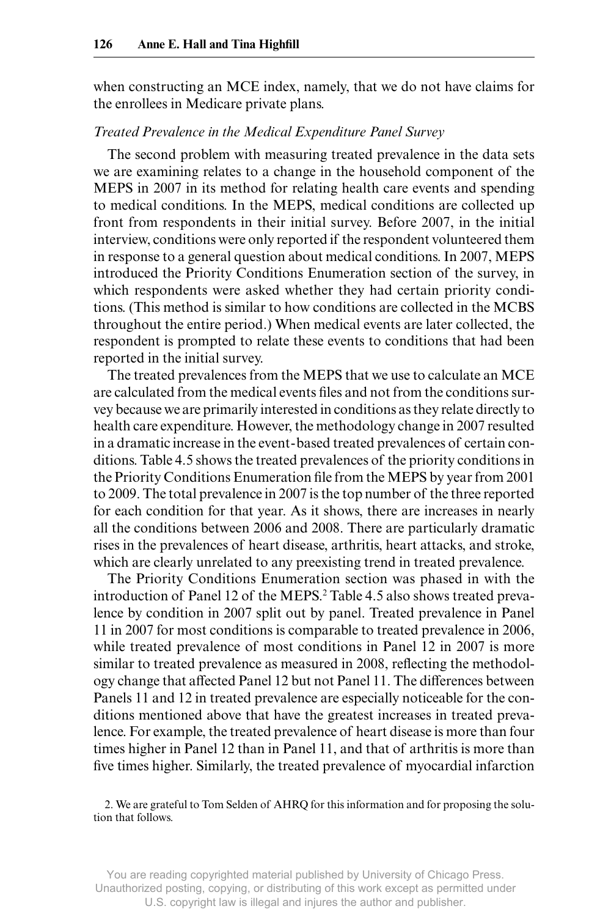when constructing an MCE index, namely, that we do not have claims for the enrollees in Medicare private plans.

*Treated Prevalence in the Medical Expenditure Panel Survey*

The second problem with measuring treated prevalence in the data sets we are examining relates to a change in the household component of the MEPS in 2007 in its method for relating health care events and spending to medical conditions. In the MEPS, medical conditions are collected up front from respondents in their initial survey. Before 2007, in the initial interview, conditions were only reported if the respondent volunteered them in response to a general question about medical conditions. In 2007, MEPS introduced the Priority Conditions Enumeration section of the survey, in which respondents were asked whether they had certain priority conditions. (This method is similar to how conditions are collected in the MCBS throughout the entire period.) When medical events are later collected, the respondent is prompted to relate these events to conditions that had been reported in the initial survey.

The treated prevalences from the MEPS that we use to calculate an MCE are calculated from the medical events files and not from the conditions survey because we are primarily interested in conditions as they relate directly to health care expenditure. However, the methodology change in 2007 resulted in a dramatic increase in the event-based treated prevalences of certain conditions. Table 4.5 shows the treated prevalences of the priority conditions in the Priority Conditions Enumeration file from the MEPS by year from 2001 to 2009. The total prevalence in 2007 is the top number of the three reported for each condition for that year. As it shows, there are increases in nearly all the conditions between 2006 and 2008. There are particularly dramatic rises in the prevalences of heart disease, arthritis, heart attacks, and stroke, which are clearly unrelated to any preexisting trend in treated prevalence.

The Priority Conditions Enumeration section was phased in with the introduction of Panel 12 of the MEPS.[2] Table 4.5 also shows treated prevalence by condition in 2007 split out by panel. Treated prevalence in Panel 11 in 2007 for most conditions is comparable to treated prevalence in 2006, while treated prevalence of most conditions in Panel 12 in 2007 is more similar to treated prevalence as measured in 2008, reflecting the methodology change that affected Panel 12 but not Panel 11. The differences between Panels 11 and 12 in treated prevalence are especially noticeable for the conditions mentioned above that have the greatest increases in treated prevalence. For example, the treated prevalence of heart disease is more than four times higher in Panel 12 than in Panel 11, and that of arthritis is more than five times higher. Similarly, the treated prevalence of myocardial infarction

2. We are grateful to Tom Selden of AHRQ for this information and for proposing the solution that follows.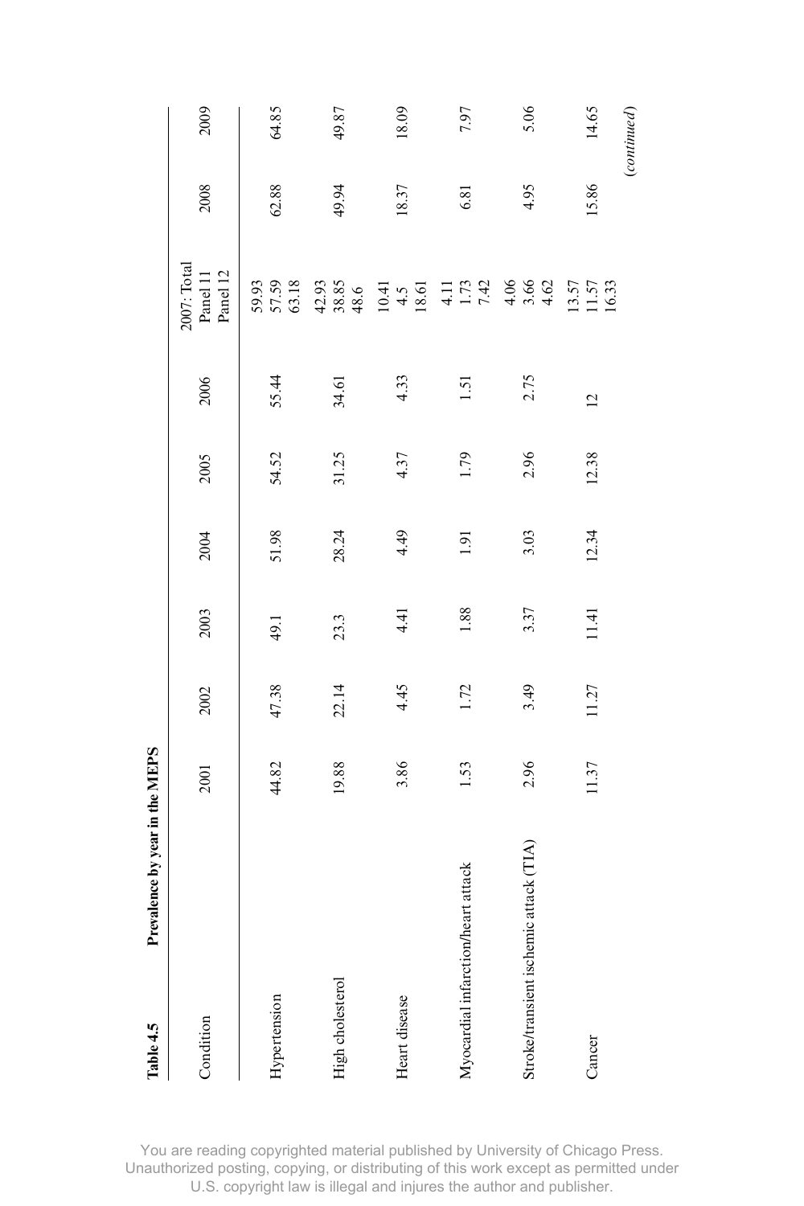**Table 4.5 Prevalence by year in the MEPS**

| Condition | 2001 | 2002 | 2003 | 2004 | 2005 | 2006 | 2007: Total<br>Panel 11<br>Panel 12 | 2008 | 2009 |
|---|---|---|---|---|---|---|---|---|---|
| Hypertension | 44.82 | 47.38 | 49.1 | 51.98 | 54.52 | 55.44 | 59.93<br>57.59<br>63.18 | 62.88 | 64.85 |
| High cholesterol | 19.88 | 22.14 | 23.3 | 28.24 | 31.25 | 34.61 | 42.93<br>38.85<br>48.6 | 49.94 | 49.87 |
| Heart disease | 3.86 | 4.45 | 4.41 | 4.49 | 4.37 | 4.33 | 10.41<br>4.5<br>18.61 | 18.37 | 18.09 |
| Myocardial infarction/heart attack | 1.53 | 1.72 | 1.88 | 1.91 | 1.79 | 1.51 | 4.11<br>1.73<br>7.42 | 6.81 | 7.97 |
| Stroke/transient ischemic attack (TIA) | 2.96 | 3.49 | 3.37 | 3.03 | 2.96 | 2.75 | 4.06<br>3.66<br>4.62 | 4.95 | 5.06 |
| Cancer | 11.37 | 11.27 | 11.41 | 12.34 | 12.38 | 12 | 13.57<br>11.57<br>16.33 | 15.86 | 14.65 |

(*continued*)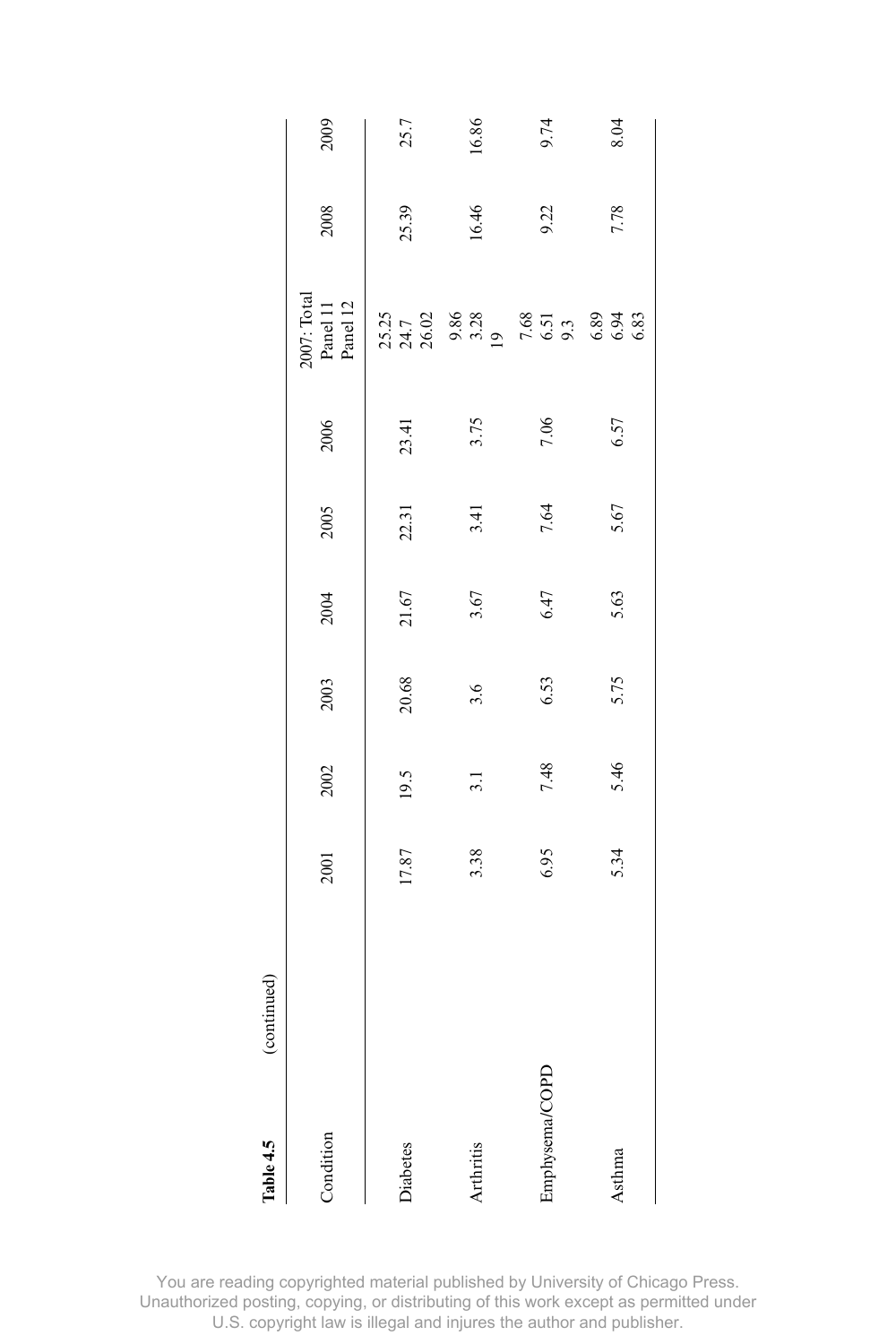**Table 4.5** (continued)

| Condition | 2001 | 2002 | 2003 | 2004 | 2005 | 2006 | 2007: Total<br>Panel 11<br>Panel 12 | 2008 | 2009 |
|---|---|---|---|---|---|---|---|---|---|
| Diabetes | 17.87 | 19.5 | 20.68 | 21.67 | 22.31 | 23.41 | 25.25<br>24.7<br>26.02 | 25.39 | 25.7 |
| Arthritis | 3.38 | 3.1 | 3.6 | 3.67 | 3.41 | 3.75 | 9.86<br>3.28<br>19 | 16.46 | 16.86 |
| Emphysema/COPD | 6.95 | 7.48 | 6.53 | 6.47 | 7.64 | 7.06 | 7.68<br>6.51<br>9.3 | 9.22 | 9.74 |
| Asthma | 5.34 | 5.46 | 5.75 | 5.63 | 5.67 | 6.57 | 6.89<br>6.94<br>6.83 | 7.78 | 8.04 |

You are reading copyrighted material published by University of Chicago Press. Unauthorized posting, copying, or distributing of this work except as permitted under U.S. copyright law is illegal and injures the author and publisher.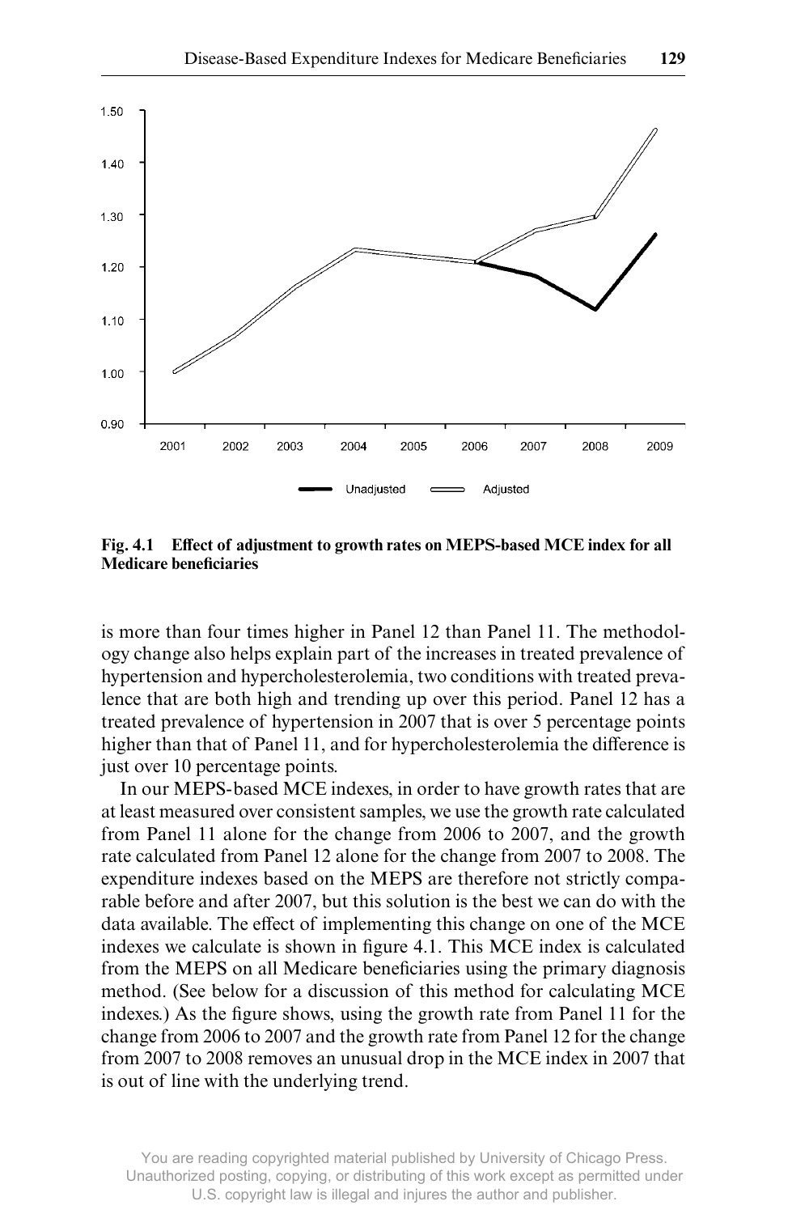Fig. 4.1 **Effect of adjustment to growth rates on MEPS-based MCE index for all Medicare beneficiaries**

is more than four times higher in Panel 12 than Panel 11. The methodology change also helps explain part of the increases in treated prevalence of hypertension and hypercholesterolemia, two conditions with treated prevalence that are both high and trending up over this period. Panel 12 has a treated prevalence of hypertension in 2007 that is over 5 percentage points higher than that of Panel 11, and for hypercholesterolemia the difference is just over 10 percentage points.

In our MEPS-based MCE indexes, in order to have growth rates that are at least measured over consistent samples, we use the growth rate calculated from Panel 11 alone for the change from 2006 to 2007, and the growth rate calculated from Panel 12 alone for the change from 2007 to 2008. The expenditure indexes based on the MEPS are therefore not strictly comparable before and after 2007, but this solution is the best we can do with the data available. The effect of implementing this change on one of the MCE indexes we calculate is shown in figure 4.1. This MCE index is calculated from the MEPS on all Medicare beneficiaries using the primary diagnosis method. (See below for a discussion of this method for calculating MCE indexes.) As the figure shows, using the growth rate from Panel 11 for the change from 2006 to 2007 and the growth rate from Panel 12 for the change from 2007 to 2008 removes an unusual drop in the MCE index in 2007 that is out of line with the underlying trend.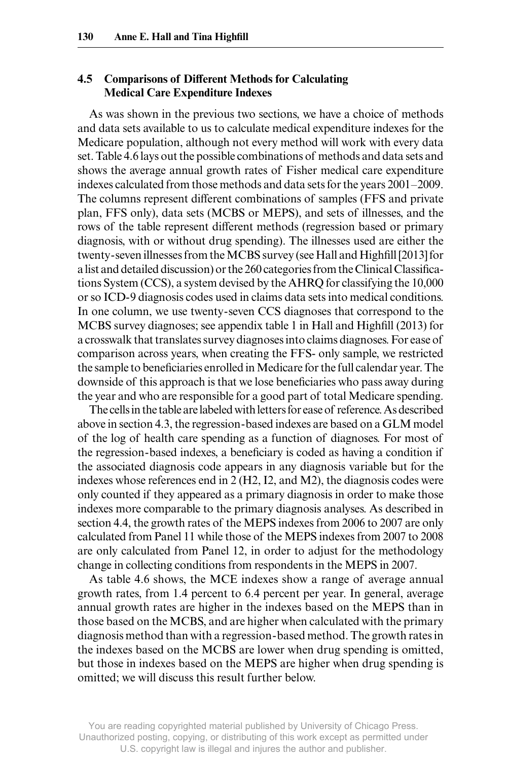## 4.5 Comparisons of Different Methods for Calculating Medical Care Expenditure Indexes

As was shown in the previous two sections, we have a choice of methods and data sets available to us to calculate medical expenditure indexes for the Medicare population, although not every method will work with every data set. Table 4.6 lays out the possible combinations of methods and data sets and shows the average annual growth rates of Fisher medical care expenditure indexes calculated from those methods and data sets for the years 2001–2009. The columns represent different combinations of samples (FFS and private plan, FFS only), data sets (MCBS or MEPS), and sets of illnesses, and the rows of the table represent different methods (regression based or primary diagnosis, with or without drug spending). The illnesses used are either the twenty-seven illnesses from the MCBS survey (see Hall and Highfill [2013] for a list and detailed discussion) or the 260 categories from the Clinical Classifications System (CCS), a system devised by the AHRQ for classifying the 10,000 or so ICD-9 diagnosis codes used in claims data sets into medical conditions. In one column, we use twenty-seven CCS diagnoses that correspond to the MCBS survey diagnoses; see appendix table 1 in Hall and Highfill (2013) for a crosswalk that translates survey diagnoses into claims diagnoses. For ease of comparison across years, when creating the FFS- only sample, we restricted the sample to beneficiaries enrolled in Medicare for the full calendar year. The downside of this approach is that we lose beneficiaries who pass away during the year and who are responsible for a good part of total Medicare spending.

The cells in the table are labeled with letters for ease of reference. As described above in section 4.3, the regression-based indexes are based on a GLM model of the log of health care spending as a function of diagnoses. For most of the regression-based indexes, a beneficiary is coded as having a condition if the associated diagnosis code appears in any diagnosis variable but for the indexes whose references end in 2 (H2, I2, and M2), the diagnosis codes were only counted if they appeared as a primary diagnosis in order to make those indexes more comparable to the primary diagnosis analyses. As described in section 4.4, the growth rates of the MEPS indexes from 2006 to 2007 are only calculated from Panel 11 while those of the MEPS indexes from 2007 to 2008 are only calculated from Panel 12, in order to adjust for the methodology change in collecting conditions from respondents in the MEPS in 2007.

As table 4.6 shows, the MCE indexes show a range of average annual growth rates, from 1.4 percent to 6.4 percent per year. In general, average annual growth rates are higher in the indexes based on the MEPS than in those based on the MCBS, and are higher when calculated with the primary diagnosis method than with a regression-based method. The growth rates in the indexes based on the MCBS are lower when drug spending is omitted, but those in indexes based on the MEPS are higher when drug spending is omitted; we will discuss this result further below.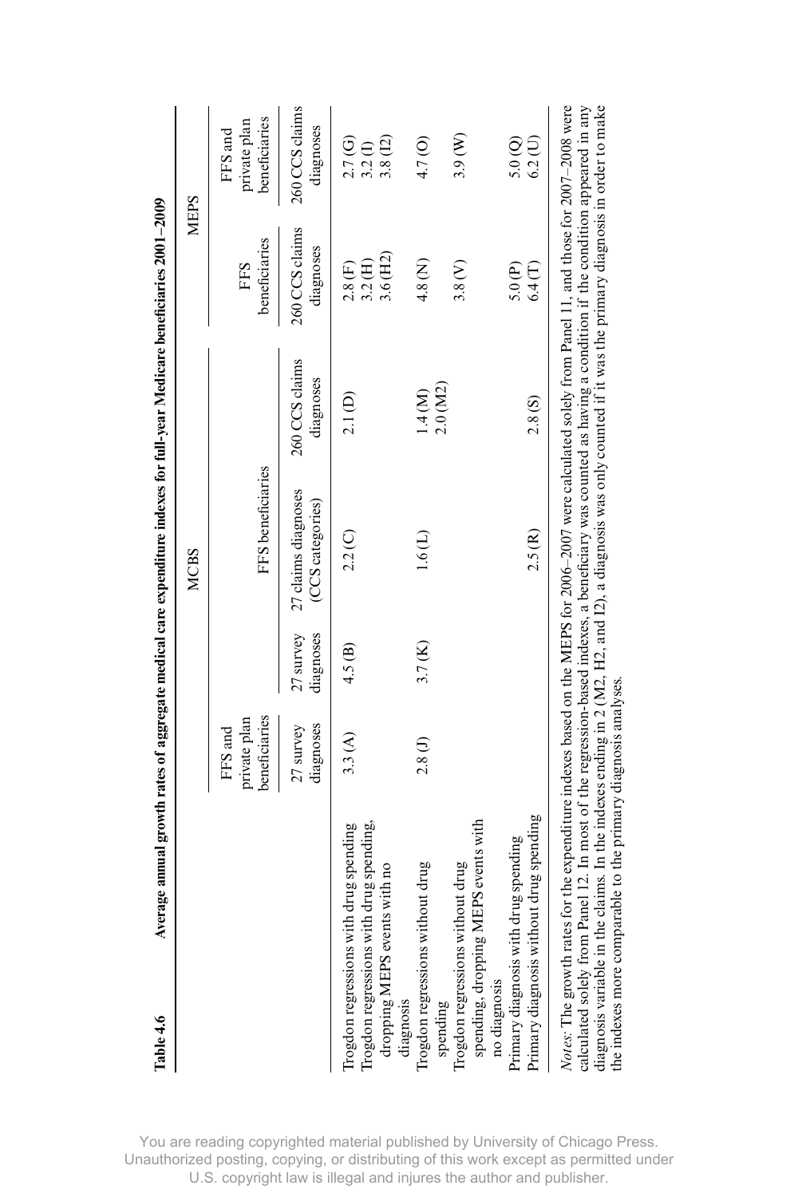**Table 4.6 Average annual growth rates of aggregate medical care expenditure indexes for full-year Medicare beneficiaries 2001–2009**

| | MCBS | | | | MEPS | |
|---|---|---|---|---|---|---|
| | FFS and private plan beneficiaries | FFS beneficiaries | | | FFS beneficiaries | FFS and private plan beneficiaries |
| | 27 survey diagnoses | 27 survey diagnoses | 27 claims diagnoses (CCS categories) | 260 CCS claims diagnoses | 260 CCS claims diagnoses | 260 CCS claims diagnoses |
| Trogdon regressions with drug spending | 3.3 (A) | 4.5 (B) | 2.2 (C) | 2.1 (D) | 2.8 (F) | 2.7 (G) |
| Trogdon regressions with drug spending, dropping MEPS events with no diagnosis | | | | | 3.2 (H)<br>3.6 (H2) | 3.2 (I)<br>3.8 (I2) |
| Trogdon regressions without drug spending | 2.8 (J) | 3.7 (K) | 1.6 (L) | 1.4 (M)<br>2.0 (M2) | 4.8 (N) | 4.7 (O) |
| Trogdon regressions without drug spending, dropping MEPS events with no diagnosis | | | | | 3.8 (V) | 3.9 (W) |
| Primary diagnosis with drug spending | | | | | 5.0 (P) | 5.0 (Q) |
| Primary diagnosis without drug spending | | | 2.5 (R) | 2.8 (S) | 6.4 (T) | 6.2 (U) |

*Notes:* The growth rates for the expenditure indexes based on the MEPS for 2006–2007 were calculated solely from Panel 11, and those for 2007–2008 were calculated solely from Panel 12. In most of the regression-based indexes, a beneficiary was counted as having a condition if the condition appeared in any diagnosis variable in the claims. In the indexes ending in 2 (M2, H2, and I2), a diagnosis was only counted if it was the primary diagnosis in order to make the indexes more comparable to the primary diagnosis analyses.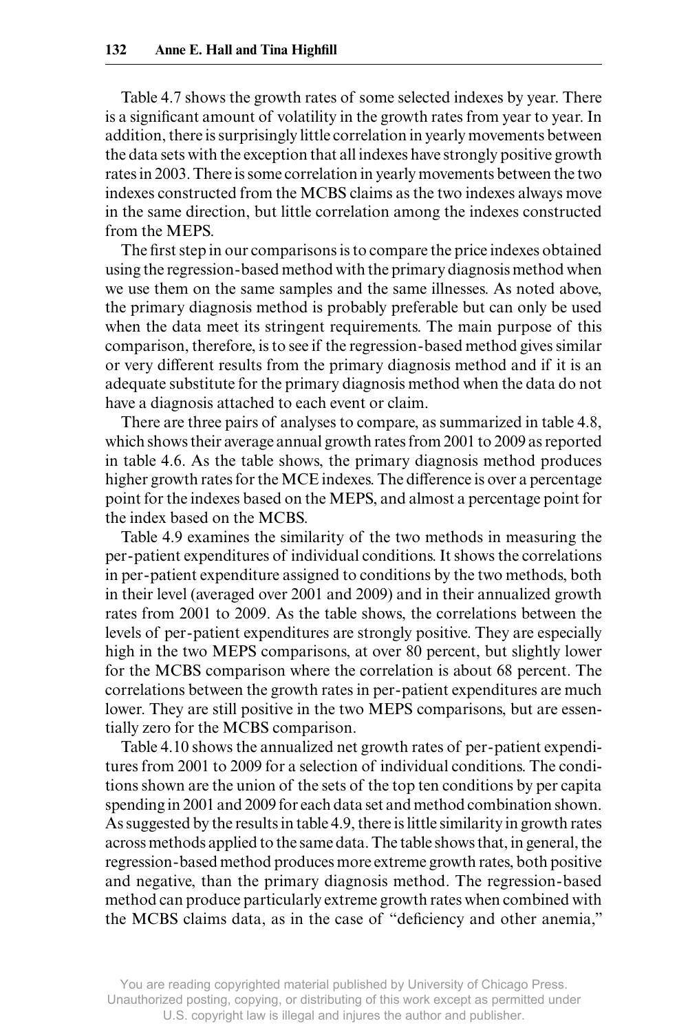Table 4.7 shows the growth rates of some selected indexes by year. There is a significant amount of volatility in the growth rates from year to year. In addition, there is surprisingly little correlation in yearly movements between the data sets with the exception that all indexes have strongly positive growth rates in 2003. There is some correlation in yearly movements between the two indexes constructed from the MCBS claims as the two indexes always move in the same direction, but little correlation among the indexes constructed from the MEPS.

The first step in our comparisons is to compare the price indexes obtained using the regression-based method with the primary diagnosis method when we use them on the same samples and the same illnesses. As noted above, the primary diagnosis method is probably preferable but can only be used when the data meet its stringent requirements. The main purpose of this comparison, therefore, is to see if the regression-based method gives similar or very different results from the primary diagnosis method and if it is an adequate substitute for the primary diagnosis method when the data do not have a diagnosis attached to each event or claim.

There are three pairs of analyses to compare, as summarized in table 4.8, which shows their average annual growth rates from 2001 to 2009 as reported in table 4.6. As the table shows, the primary diagnosis method produces higher growth rates for the MCE indexes. The difference is over a percentage point for the indexes based on the MEPS, and almost a percentage point for the index based on the MCBS.

Table 4.9 examines the similarity of the two methods in measuring the per-patient expenditures of individual conditions. It shows the correlations in per-patient expenditure assigned to conditions by the two methods, both in their level (averaged over 2001 and 2009) and in their annualized growth rates from 2001 to 2009. As the table shows, the correlations between the levels of per-patient expenditures are strongly positive. They are especially high in the two MEPS comparisons, at over 80 percent, but slightly lower for the MCBS comparison where the correlation is about 68 percent. The correlations between the growth rates in per-patient expenditures are much lower. They are still positive in the two MEPS comparisons, but are essentially zero for the MCBS comparison.

Table 4.10 shows the annualized net growth rates of per-patient expenditures from 2001 to 2009 for a selection of individual conditions. The conditions shown are the union of the sets of the top ten conditions by per capita spending in 2001 and 2009 for each data set and method combination shown. As suggested by the results in table 4.9, there is little similarity in growth rates across methods applied to the same data. The table shows that, in general, the regression-based method produces more extreme growth rates, both positive and negative, than the primary diagnosis method. The regression-based method can produce particularly extreme growth rates when combined with the MCBS claims data, as in the case of "deficiency and other anemia,"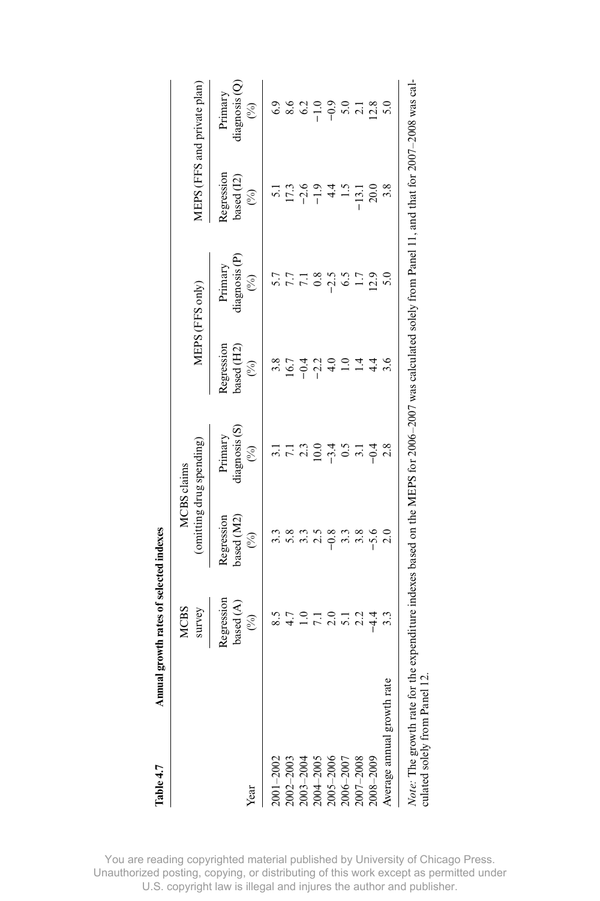**Table 4.7 Annual growth rates of selected indexes**

| | MCBS survey | MCBS claims (omitting drug spending) | | MEPS (FFS only) | | MEPS (FFS and private plan) | |
|---|---|---|---|---|---|---|---|
| Year | Regression based (A) (%) | Regression based (M2) (%) | Primary diagnosis (S) (%) | Regression based (H2) (%) | Primary diagnosis (P) (%) | Regression based (I2) (%) | Primary diagnosis (Q) (%) |
| 2001–2002 | 8.5 | 3.3 | 3.1 | 3.8 | 5.7 | 5.1 | 6.9 |
| 2002–2003 | 4.7 | 5.8 | 7.1 | 16.7 | 7.7 | 17.3 | 8.6 |
| 2003–2004 | 1.0 | 3.3 | 2.3 | −0.4 | 7.1 | −2.6 | 6.2 |
| 2004–2005 | 7.1 | 2.5 | 10.0 | −2.2 | 0.8 | −1.9 | −1.0 |
| 2005–2006 | 2.0 | −0.8 | −3.4 | 4.0 | −2.5 | 4.4 | −0.9 |
| 2006–2007 | 5.1 | 3.3 | 0.5 | 1.0 | 6.5 | 1.5 | 5.0 |
| 2007–2008 | 2.2 | 3.8 | 3.1 | 1.4 | 1.7 | −13.1 | 2.1 |
| 2008–2009 | −4.4 | −5.6 | −0.4 | 4.4 | 12.9 | 20.0 | 12.8 |
| Average annual growth rate | 3.3 | 2.0 | 2.8 | 3.6 | 5.0 | 3.8 | 5.0 |

*Note:* The growth rate for the expenditure indexes based on the MEPS for 2006–2007 was calculated solely from Panel 11, and that for 2007–2008 was calculated solely from Panel 12.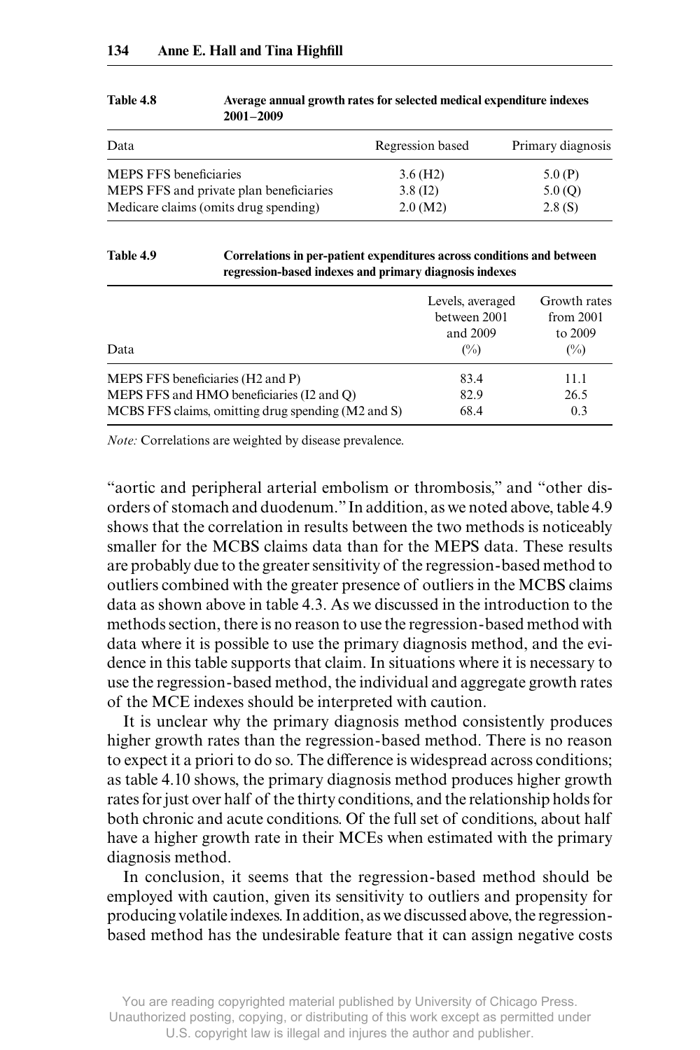Table 4.8 Average annual growth rates for selected medical expenditure indexes 2001–2009

| Data | Regression based | Primary diagnosis |
|---|---|---|
| MEPS FFS beneficiaries | 3.6 (H2) | 5.0 (P) |
| MEPS FFS and private plan beneficiaries | 3.8 (I2) | 5.0 (Q) |
| Medicare claims (omits drug spending) | 2.0 (M2) | 2.8 (S) |

Table 4.9 Correlations in per-patient expenditures across conditions and between regression-based indexes and primary diagnosis indexes

| Data | Levels, averaged between 2001 and 2009 (%) | Growth rates from 2001 to 2009 (%) |
|---|---|---|
| MEPS FFS beneficiaries (H2 and P) | 83.4 | 11.1 |
| MEPS FFS and HMO beneficiaries (I2 and Q) | 82.9 | 26.5 |
| MCBS FFS claims, omitting drug spending (M2 and S) | 68.4 | 0.3 |

*Note:* Correlations are weighted by disease prevalence.

"aortic and peripheral arterial embolism or thrombosis," and "other disorders of stomach and duodenum." In addition, as we noted above, table 4.9 shows that the correlation in results between the two methods is noticeably smaller for the MCBS claims data than for the MEPS data. These results are probably due to the greater sensitivity of the regression-based method to outliers combined with the greater presence of outliers in the MCBS claims data as shown above in table 4.3. As we discussed in the introduction to the methods section, there is no reason to use the regression-based method with data where it is possible to use the primary diagnosis method, and the evidence in this table supports that claim. In situations where it is necessary to use the regression-based method, the individual and aggregate growth rates of the MCE indexes should be interpreted with caution.

It is unclear why the primary diagnosis method consistently produces higher growth rates than the regression-based method. There is no reason to expect it a priori to do so. The difference is widespread across conditions; as table 4.10 shows, the primary diagnosis method produces higher growth rates for just over half of the thirty conditions, and the relationship holds for both chronic and acute conditions. Of the full set of conditions, about half have a higher growth rate in their MCEs when estimated with the primary diagnosis method.

In conclusion, it seems that the regression-based method should be employed with caution, given its sensitivity to outliers and propensity for producing volatile indexes. In addition, as we discussed above, the regression-based method has the undesirable feature that it can assign negative costs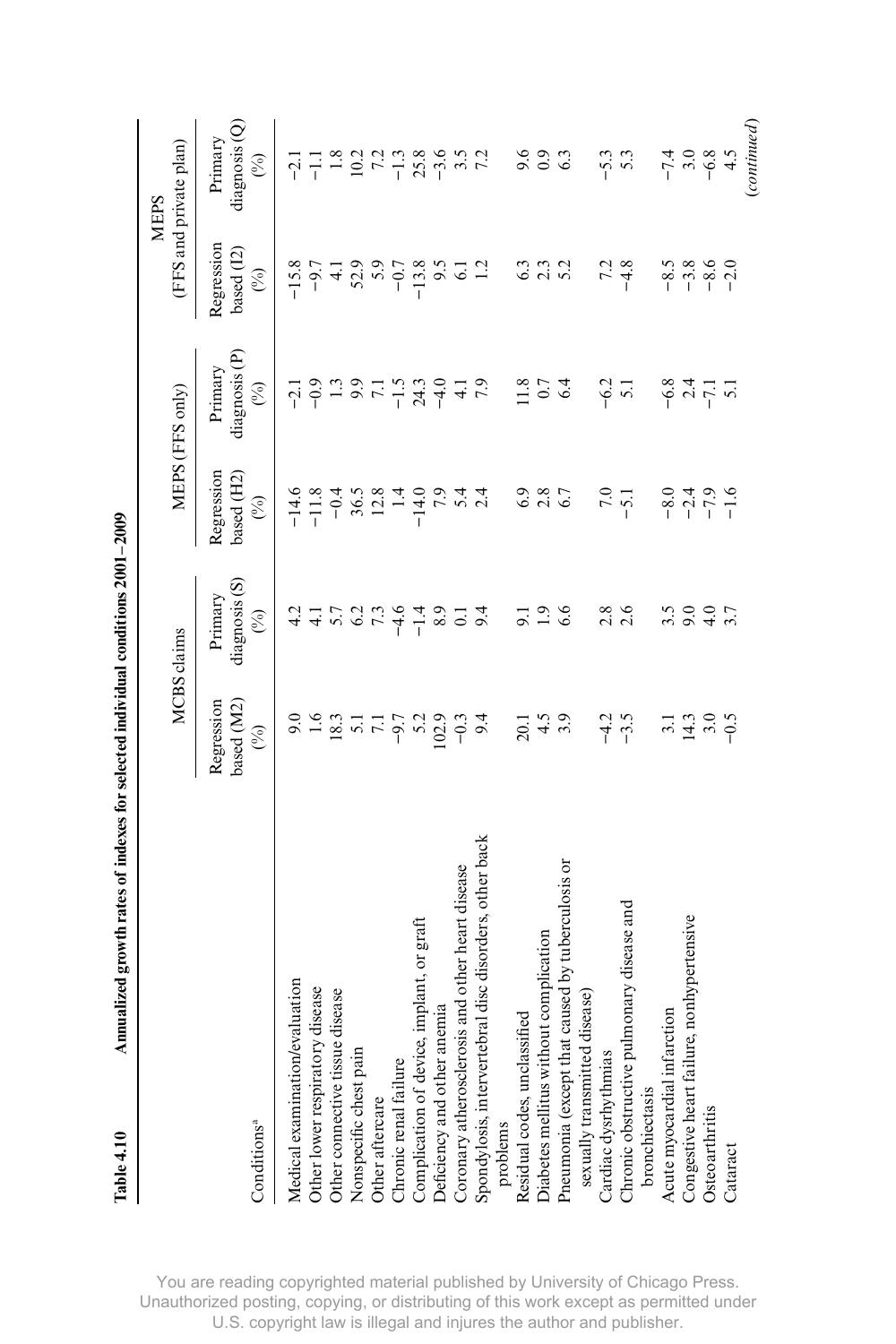**Table 4.10 Annualized growth rates of indexes for selected individual conditions 2001–2009**

| Conditions[a] | MCBS claims | | MEPS (FFS only) | | MEPS (FFS and private plan) | |
|---|---|---|---|---|---|---|
| | Regression based (M2) (%) | Primary diagnosis (S) (%) | Regression based (H2) (%) | Primary diagnosis (P) (%) | Regression based (I2) (%) | Primary diagnosis (Q) (%) |
| Medical examination/evaluation | 9.0 | 4.2 | −14.6 | −2.1 | −15.8 | −2.1 |
| Other lower respiratory disease | 1.6 | 4.1 | −11.8 | −0.9 | −9.7 | −1.1 |
| Other connective tissue disease | 18.3 | 5.7 | −0.4 | 1.3 | 4.1 | 1.8 |
| Nonspecific chest pain | 5.1 | 6.2 | 36.5 | 9.9 | 52.9 | 10.2 |
| Other aftercare | 7.1 | 7.3 | 12.8 | 7.1 | 5.9 | 7.2 |
| Chronic renal failure | −9.7 | −4.6 | 1.4 | −1.5 | −0.7 | −1.3 |
| Complication of device, implant, or graft | 5.2 | −1.4 | −14.0 | 24.3 | −13.8 | 25.8 |
| Deficiency and other anemia | 102.9 | 8.9 | 7.9 | −4.0 | 9.5 | −3.6 |
| Coronary atherosclerosis and other heart disease | −0.3 | 0.1 | 5.4 | 4.1 | 6.1 | 3.5 |
| Spondylosis, intervertebral disc disorders, other back problems | 9.4 | 9.4 | 2.4 | 7.9 | 1.2 | 7.2 |
| Residual codes, unclassified | 20.1 | 9.1 | 6.9 | 11.8 | 6.3 | 9.6 |
| Diabetes mellitus without complication | 4.5 | 1.9 | 2.8 | 0.7 | 2.3 | 0.9 |
| Pneumonia (except that caused by tuberculosis or sexually transmitted disease) | 3.9 | 6.6 | 6.7 | 6.4 | 5.2 | 6.3 |
| Cardiac dysrhythmias | −4.2 | 2.8 | 7.0 | −6.2 | 7.2 | −5.3 |
| Chronic obstructive pulmonary disease and bronchiectasis | −3.5 | 2.6 | −5.1 | 5.1 | −4.8 | 5.3 |
| Acute myocardial infarction | 3.1 | 3.5 | −8.0 | −6.8 | −8.5 | −7.4 |
| Congestive heart failure, nonhypertensive | 14.3 | 9.0 | −2.4 | 2.4 | −3.8 | 3.0 |
| Osteoarthritis | 3.0 | 4.0 | −7.9 | −7.1 | −8.6 | −6.8 |
| Cataract | −0.5 | 3.7 | −1.6 | 5.1 | −2.0 | 4.5 |

(*continued*)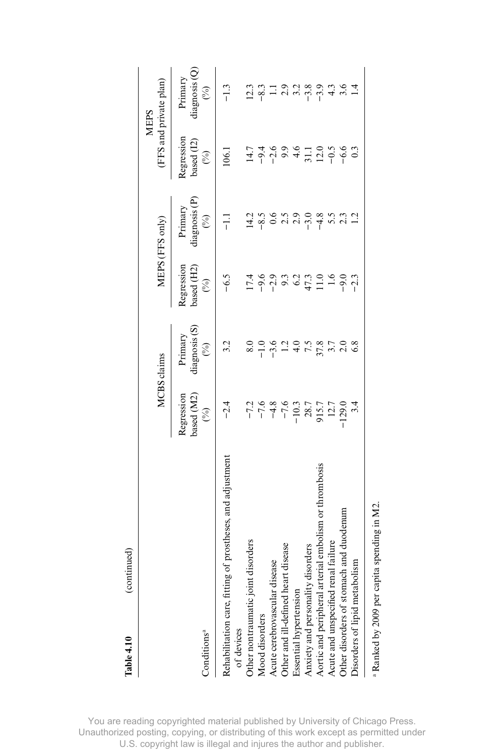**Table 4.10** (continued)

| Conditions[a] | MCBS claims | | MEPS (FFS only) | | MEPS (FFS and private plan) | |
|---|---|---|---|---|---|---|
| | Regression based (M2) (%) | Primary diagnosis (S) (%) | Regression based (H2) (%) | Primary diagnosis (P) (%) | Regression based (I2) (%) | Primary diagnosis (Q) (%) |
| Rehabilitation care, fitting of prostheses, and adjustment of devices | −2.4 | 3.2 | −6.5 | −1.1 | 106.1 | −1.3 |
| Other nontraumatic joint disorders | −7.2 | 8.0 | 17.4 | 14.2 | 14.7 | 12.3 |
| Mood disorders | −7.6 | −1.0 | −9.6 | −8.5 | −9.4 | −8.3 |
| Acute cerebrovascular disease | −4.8 | −3.6 | −2.9 | 0.6 | −2.6 | 1.1 |
| Other and ill-defined heart disease | −7.6 | 1.2 | 9.3 | 2.5 | 9.9 | 2.9 |
| Essential hypertension | −10.3 | 4.0 | 6.2 | 2.9 | 4.6 | 3.2 |
| Anxiety and personality disorders | 28.7 | 7.5 | 47.3 | −3.0 | 31.1 | −3.8 |
| Aortic and peripheral arterial embolism or thrombosis | 915.7 | 37.8 | 11.0 | −4.8 | 12.0 | −3.9 |
| Acute and unspecified renal failure | 12.7 | 3.7 | 1.6 | 5.5 | −0.5 | 4.3 |
| Other disorders of stomach and duodenum | −129.0 | 2.0 | −9.0 | 2.3 | −6.6 | 3.6 |
| Disorders of lipid metabolism | 3.4 | 6.8 | −2.3 | 1.2 | 0.3 | 1.4 |

[a] Ranked by 2009 per capita spending in M2.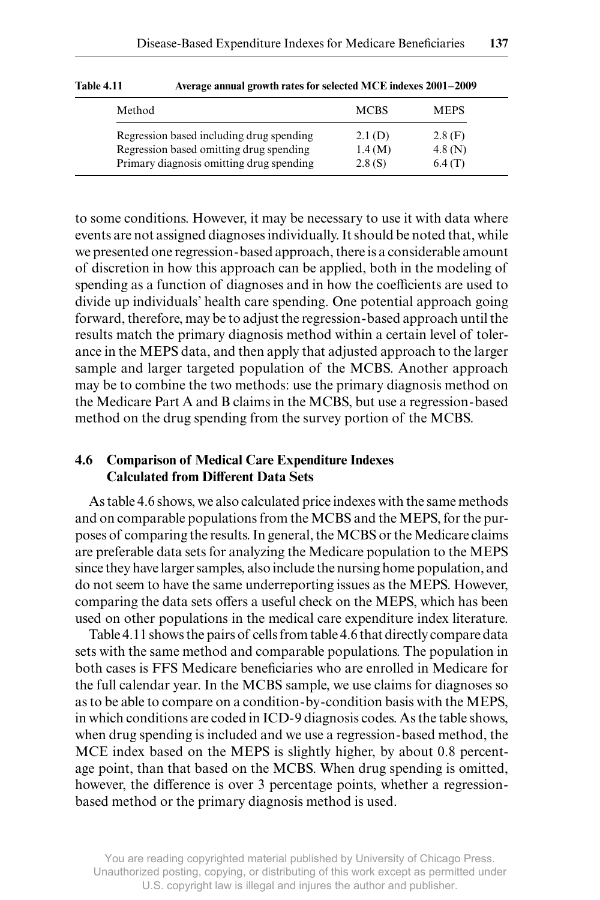**Table 4.11 Average annual growth rates for selected MCE indexes 2001–2009**

| Method | MCBS | MEPS |
|---|---|---|
| Regression based including drug spending | 2.1 (D) | 2.8 (F) |
| Regression based omitting drug spending | 1.4 (M) | 4.8 (N) |
| Primary diagnosis omitting drug spending | 2.8 (S) | 6.4 (T) |

to some conditions. However, it may be necessary to use it with data where events are not assigned diagnoses individually. It should be noted that, while we presented one regression-based approach, there is a considerable amount of discretion in how this approach can be applied, both in the modeling of spending as a function of diagnoses and in how the coefficients are used to divide up individuals' health care spending. One potential approach going forward, therefore, may be to adjust the regression-based approach until the results match the primary diagnosis method within a certain level of tolerance in the MEPS data, and then apply that adjusted approach to the larger sample and larger targeted population of the MCBS. Another approach may be to combine the two methods: use the primary diagnosis method on the Medicare Part A and B claims in the MCBS, but use a regression-based method on the drug spending from the survey portion of the MCBS.

## 4.6 Comparison of Medical Care Expenditure Indexes Calculated from Different Data Sets

As table 4.6 shows, we also calculated price indexes with the same methods and on comparable populations from the MCBS and the MEPS, for the purposes of comparing the results. In general, the MCBS or the Medicare claims are preferable data sets for analyzing the Medicare population to the MEPS since they have larger samples, also include the nursing home population, and do not seem to have the same underreporting issues as the MEPS. However, comparing the data sets offers a useful check on the MEPS, which has been used on other populations in the medical care expenditure index literature.

Table 4.11 shows the pairs of cells from table 4.6 that directly compare data sets with the same method and comparable populations. The population in both cases is FFS Medicare beneficiaries who are enrolled in Medicare for the full calendar year. In the MCBS sample, we use claims for diagnoses so as to be able to compare on a condition-by-condition basis with the MEPS, in which conditions are coded in ICD-9 diagnosis codes. As the table shows, when drug spending is included and we use a regression-based method, the MCE index based on the MEPS is slightly higher, by about 0.8 percentage point, than that based on the MCBS. When drug spending is omitted, however, the difference is over 3 percentage points, whether a regression-based method or the primary diagnosis method is used.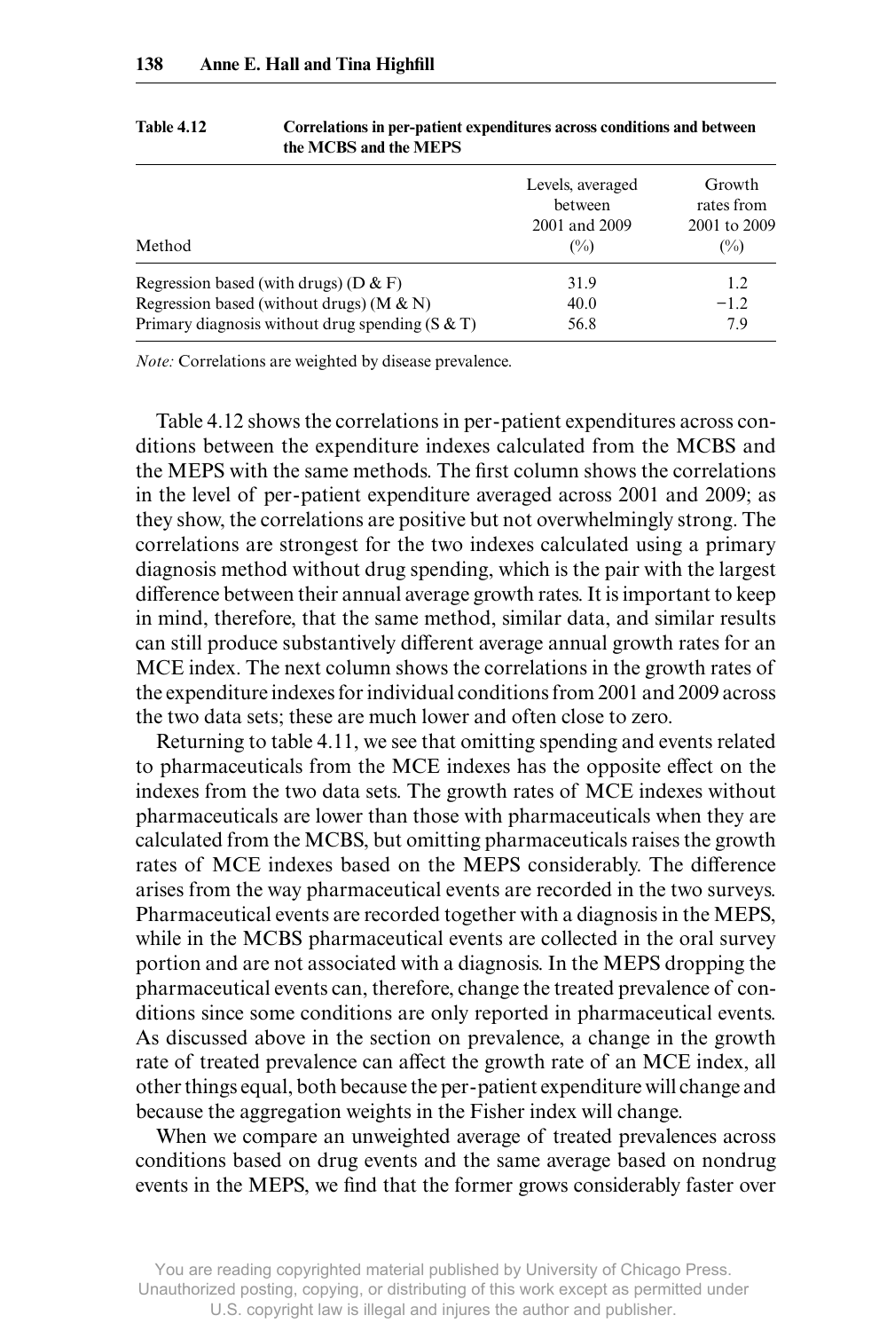**Table 4.12 Correlations in per-patient expenditures across conditions and between the MCBS and the MEPS**

| Method | Levels, averaged between 2001 and 2009 (%) | Growth rates from 2001 to 2009 (%) |
|---|---|---|
| Regression based (with drugs) (D & F) | 31.9 | 1.2 |
| Regression based (without drugs) (M & N) | 40.0 | −1.2 |
| Primary diagnosis without drug spending (S & T) | 56.8 | 7.9 |

*Note:* Correlations are weighted by disease prevalence.

Table 4.12 shows the correlations in per-patient expenditures across conditions between the expenditure indexes calculated from the MCBS and the MEPS with the same methods. The first column shows the correlations in the level of per-patient expenditure averaged across 2001 and 2009; as they show, the correlations are positive but not overwhelmingly strong. The correlations are strongest for the two indexes calculated using a primary diagnosis method without drug spending, which is the pair with the largest difference between their annual average growth rates. It is important to keep in mind, therefore, that the same method, similar data, and similar results can still produce substantively different average annual growth rates for an MCE index. The next column shows the correlations in the growth rates of the expenditure indexes for individual conditions from 2001 and 2009 across the two data sets; these are much lower and often close to zero.

Returning to table 4.11, we see that omitting spending and events related to pharmaceuticals from the MCE indexes has the opposite effect on the indexes from the two data sets. The growth rates of MCE indexes without pharmaceuticals are lower than those with pharmaceuticals when they are calculated from the MCBS, but omitting pharmaceuticals raises the growth rates of MCE indexes based on the MEPS considerably. The difference arises from the way pharmaceutical events are recorded in the two surveys. Pharmaceutical events are recorded together with a diagnosis in the MEPS, while in the MCBS pharmaceutical events are collected in the oral survey portion and are not associated with a diagnosis. In the MEPS dropping the pharmaceutical events can, therefore, change the treated prevalence of conditions since some conditions are only reported in pharmaceutical events. As discussed above in the section on prevalence, a change in the growth rate of treated prevalence can affect the growth rate of an MCE index, all other things equal, both because the per-patient expenditure will change and because the aggregation weights in the Fisher index will change.

When we compare an unweighted average of treated prevalences across conditions based on drug events and the same average based on nondrug events in the MEPS, we find that the former grows considerably faster over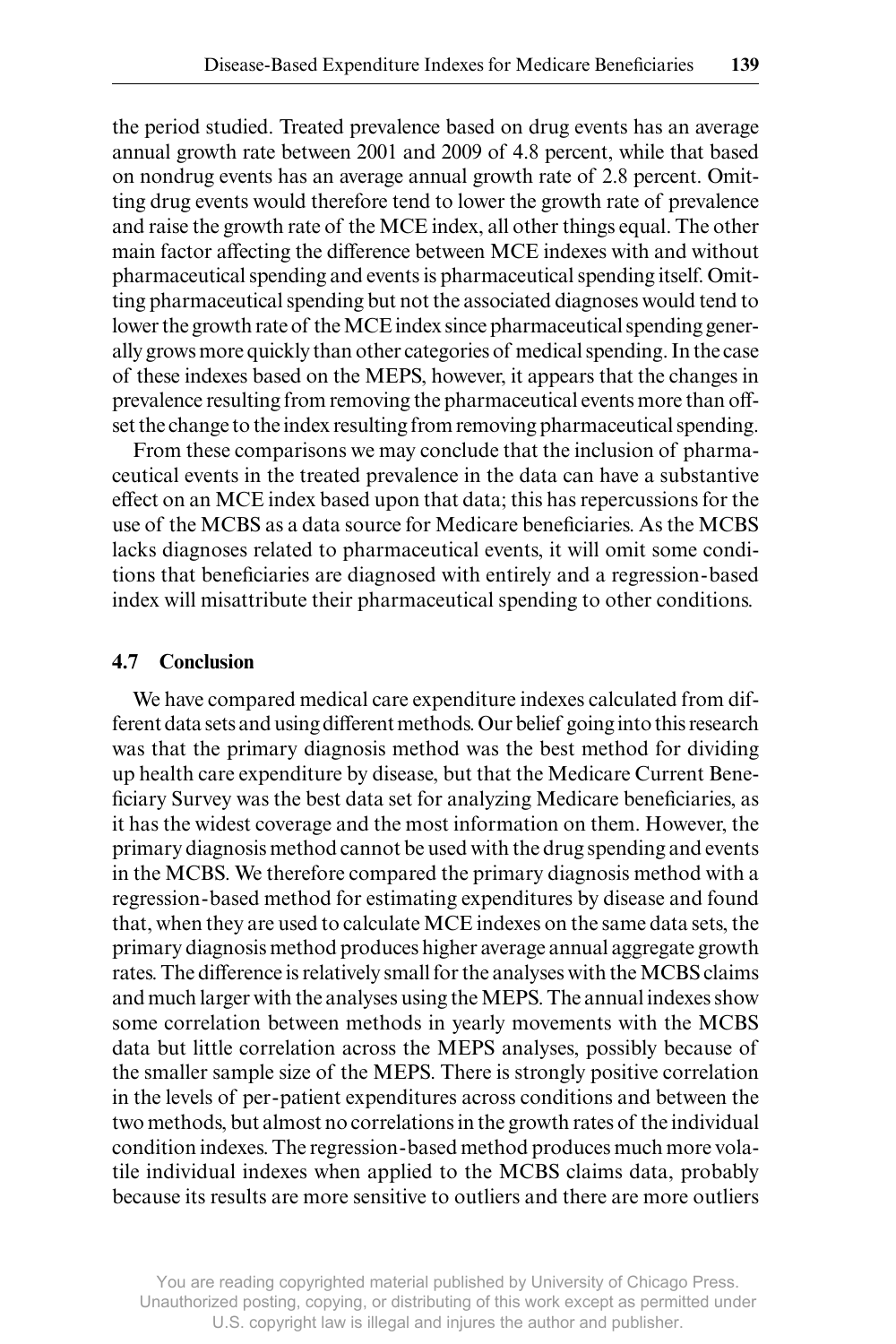the period studied. Treated prevalence based on drug events has an average annual growth rate between 2001 and 2009 of 4.8 percent, while that based on nondrug events has an average annual growth rate of 2.8 percent. Omitting drug events would therefore tend to lower the growth rate of prevalence and raise the growth rate of the MCE index, all other things equal. The other main factor affecting the difference between MCE indexes with and without pharmaceutical spending and events is pharmaceutical spending itself. Omitting pharmaceutical spending but not the associated diagnoses would tend to lower the growth rate of the MCE index since pharmaceutical spending generally grows more quickly than other categories of medical spending. In the case of these indexes based on the MEPS, however, it appears that the changes in prevalence resulting from removing the pharmaceutical events more than offset the change to the index resulting from removing pharmaceutical spending.

From these comparisons we may conclude that the inclusion of pharmaceutical events in the treated prevalence in the data can have a substantive effect on an MCE index based upon that data; this has repercussions for the use of the MCBS as a data source for Medicare beneficiaries. As the MCBS lacks diagnoses related to pharmaceutical events, it will omit some conditions that beneficiaries are diagnosed with entirely and a regression-based index will misattribute their pharmaceutical spending to other conditions.

## 4.7 Conclusion

We have compared medical care expenditure indexes calculated from different data sets and using different methods. Our belief going into this research was that the primary diagnosis method was the best method for dividing up health care expenditure by disease, but that the Medicare Current Beneficiary Survey was the best data set for analyzing Medicare beneficiaries, as it has the widest coverage and the most information on them. However, the primary diagnosis method cannot be used with the drug spending and events in the MCBS. We therefore compared the primary diagnosis method with a regression-based method for estimating expenditures by disease and found that, when they are used to calculate MCE indexes on the same data sets, the primary diagnosis method produces higher average annual aggregate growth rates. The difference is relatively small for the analyses with the MCBS claims and much larger with the analyses using the MEPS. The annual indexes show some correlation between methods in yearly movements with the MCBS data but little correlation across the MEPS analyses, possibly because of the smaller sample size of the MEPS. There is strongly positive correlation in the levels of per-patient expenditures across conditions and between the two methods, but almost no correlations in the growth rates of the individual condition indexes. The regression-based method produces much more volatile individual indexes when applied to the MCBS claims data, probably because its results are more sensitive to outliers and there are more outliers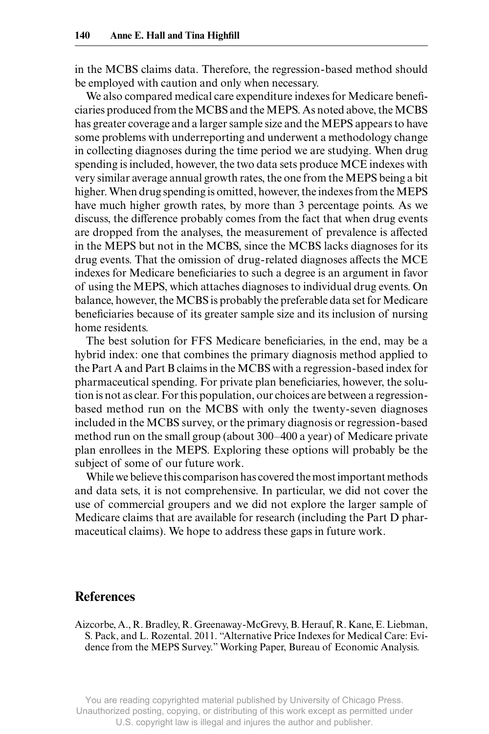in the MCBS claims data. Therefore, the regression-based method should be employed with caution and only when necessary.

We also compared medical care expenditure indexes for Medicare beneficiaries produced from the MCBS and the MEPS. As noted above, the MCBS has greater coverage and a larger sample size and the MEPS appears to have some problems with underreporting and underwent a methodology change in collecting diagnoses during the time period we are studying. When drug spending is included, however, the two data sets produce MCE indexes with very similar average annual growth rates, the one from the MEPS being a bit higher. When drug spending is omitted, however, the indexes from the MEPS have much higher growth rates, by more than 3 percentage points. As we discuss, the difference probably comes from the fact that when drug events are dropped from the analyses, the measurement of prevalence is affected in the MEPS but not in the MCBS, since the MCBS lacks diagnoses for its drug events. That the omission of drug-related diagnoses affects the MCE indexes for Medicare beneficiaries to such a degree is an argument in favor of using the MEPS, which attaches diagnoses to individual drug events. On balance, however, the MCBS is probably the preferable data set for Medicare beneficiaries because of its greater sample size and its inclusion of nursing home residents.

The best solution for FFS Medicare beneficiaries, in the end, may be a hybrid index: one that combines the primary diagnosis method applied to the Part A and Part B claims in the MCBS with a regression-based index for pharmaceutical spending. For private plan beneficiaries, however, the solution is not as clear. For this population, our choices are between a regression-based method run on the MCBS with only the twenty-seven diagnoses included in the MCBS survey, or the primary diagnosis or regression-based method run on the small group (about 300–400 a year) of Medicare private plan enrollees in the MEPS. Exploring these options will probably be the subject of some of our future work.

While we believe this comparison has covered the most important methods and data sets, it is not comprehensive. In particular, we did not cover the use of commercial groupers and we did not explore the larger sample of Medicare claims that are available for research (including the Part D pharmaceutical claims). We hope to address these gaps in future work.

## References

Aizcorbe, A., R. Bradley, R. Greenaway-McGrevy, B. Herauf, R. Kane, E. Liebman, S. Pack, and L. Rozental. 2011. "Alternative Price Indexes for Medical Care: Evidence from the MEPS Survey." Working Paper, Bureau of Economic Analysis.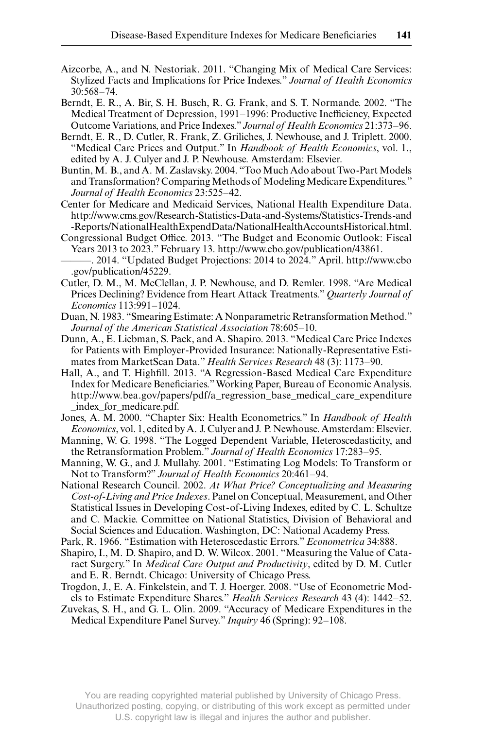Aizcorbe, A., and N. Nestoriak. 2011. "Changing Mix of Medical Care Services: Stylized Facts and Implications for Price Indexes." *Journal of Health Economics* 30:568–74.

Berndt, E. R., A. Bir, S. H. Busch, R. G. Frank, and S. T. Normande. 2002. "The Medical Treatment of Depression, 1991–1996: Productive Inefficiency, Expected Outcome Variations, and Price Indexes." *Journal of Health Economics* 21:373–96.

Berndt, E. R., D. Cutler, R. Frank, Z. Griliches, J. Newhouse, and J. Triplett. 2000. "Medical Care Prices and Output." In *Handbook of Health Economics*, vol. 1., edited by A. J. Culyer and J. P. Newhouse. Amsterdam: Elsevier.

Buntin, M. B., and A. M. Zaslavsky. 2004. "Too Much Ado about Two-Part Models and Transformation? Comparing Methods of Modeling Medicare Expenditures." *Journal of Health Economics* 23:525–42.

Center for Medicare and Medicaid Services, National Health Expenditure Data. http://www.cms.gov/Research-Statistics-Data-and-Systems/Statistics-Trends-and-Reports/NationalHealthExpendData/NationalHealthAccountsHistorical.html.

Congressional Budget Office. 2013. "The Budget and Economic Outlook: Fiscal Years 2013 to 2023." February 13. http://www.cbo.gov/publication/43861.

———. 2014. "Updated Budget Projections: 2014 to 2024." April. http://www.cbo.gov/publication/45229.

Cutler, D. M., M. McClellan, J. P. Newhouse, and D. Remler. 1998. "Are Medical Prices Declining? Evidence from Heart Attack Treatments." *Quarterly Journal of Economics* 113:991–1024.

Duan, N. 1983. "Smearing Estimate: A Nonparametric Retransformation Method." *Journal of the American Statistical Association* 78:605–10.

Dunn, A., E. Liebman, S. Pack, and A. Shapiro. 2013. "Medical Care Price Indexes for Patients with Employer-Provided Insurance: Nationally-Representative Estimates from MarketScan Data." *Health Services Research* 48 (3): 1173–90.

Hall, A., and T. Highfill. 2013. "A Regression-Based Medical Care Expenditure Index for Medicare Beneficiaries." Working Paper, Bureau of Economic Analysis. http://www.bea.gov/papers/pdf/a_regression_base_medical_care_expenditure_index_for_medicare.pdf.

Jones, A. M. 2000. "Chapter Six: Health Econometrics." In *Handbook of Health Economics*, vol. 1, edited by A. J. Culyer and J. P. Newhouse. Amsterdam: Elsevier.

Manning, W. G. 1998. "The Logged Dependent Variable, Heteroscedasticity, and the Retransformation Problem." *Journal of Health Economics* 17:283–95.

Manning, W. G., and J. Mullahy. 2001. "Estimating Log Models: To Transform or Not to Transform?" *Journal of Health Economics* 20:461–94.

National Research Council. 2002. *At What Price? Conceptualizing and Measuring Cost-of-Living and Price Indexes*. Panel on Conceptual, Measurement, and Other Statistical Issues in Developing Cost-of-Living Indexes, edited by C. L. Schultze and C. Mackie. Committee on National Statistics, Division of Behavioral and Social Sciences and Education. Washington, DC: National Academy Press.

Park, R. 1966. "Estimation with Heteroscedastic Errors." *Econometrica* 34:888.

Shapiro, I., M. D. Shapiro, and D. W. Wilcox. 2001. "Measuring the Value of Cataract Surgery." In *Medical Care Output and Productivity*, edited by D. M. Cutler and E. R. Berndt. Chicago: University of Chicago Press.

Trogdon, J., E. A. Finkelstein, and T. J. Hoerger. 2008. "Use of Econometric Models to Estimate Expenditure Shares." *Health Services Research* 43 (4): 1442–52.

Zuvekas, S. H., and G. L. Olin. 2009. "Accuracy of Medicare Expenditures in the Medical Expenditure Panel Survey." *Inquiry* 46 (Spring): 92–108.